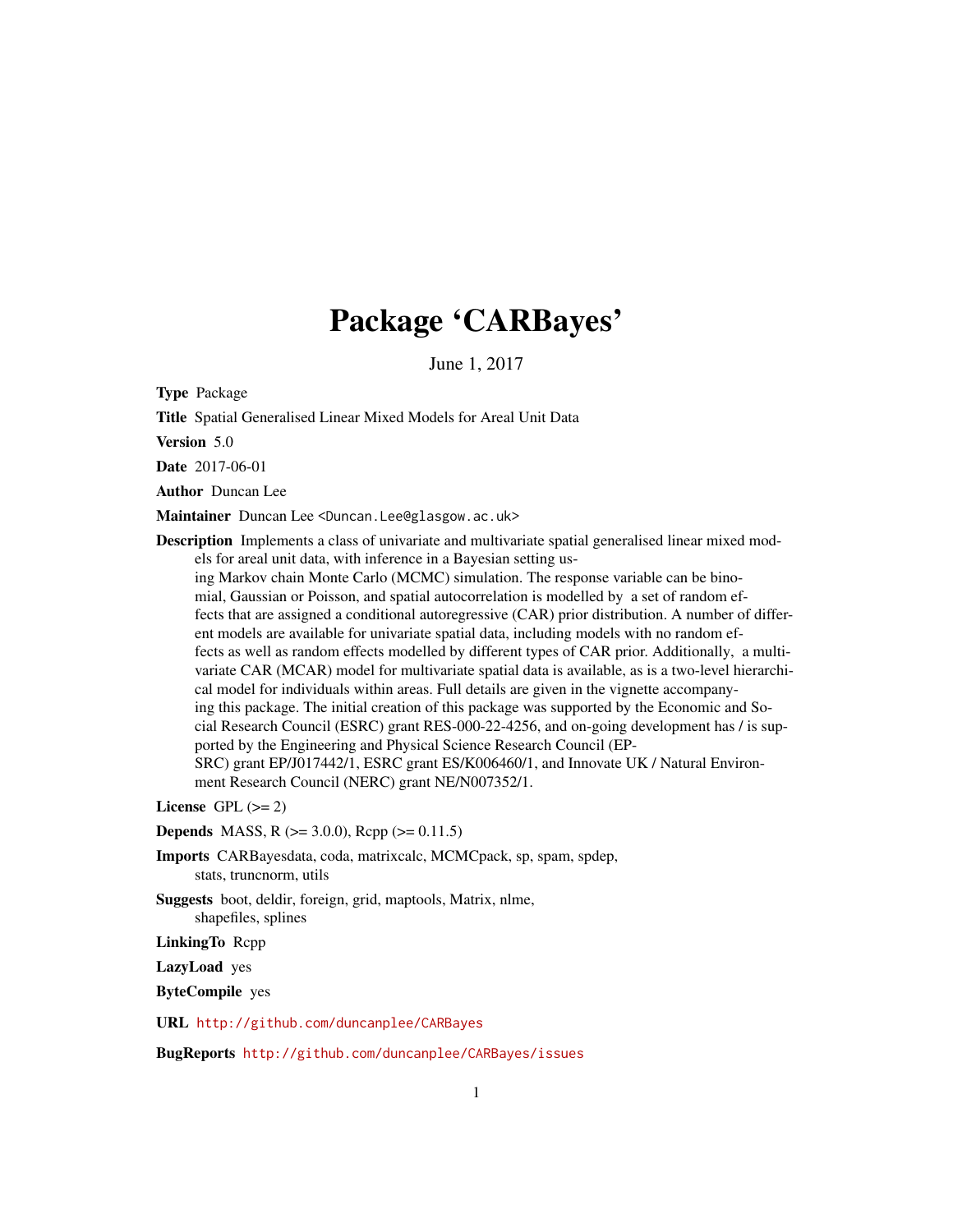# Package 'CARBayes'

June 1, 2017

**Type** Package

**Title** Spatial Generalised Linear Mixed Models for Areal Unit Data

**Version** 5.0

**Date** 2017-06-01

**Author** Duncan Lee

**Maintainer** Duncan Lee <Duncan.Lee@glasgow.ac.uk>

**Description** Implements a class of univariate and multivariate spatial generalised linear mixed models for areal unit data, with inference in a Bayesian setting using Markov chain Monte Carlo (MCMC) simulation. The response variable can be binomial, Gaussian or Poisson, and spatial autocorrelation is modelled by a set of random effects that are assigned a conditional autoregressive (CAR) prior distribution. A number of different models are available for univariate spatial data, including models with no random effects as well as random effects modelled by different types of CAR prior. Additionally, a multivariate CAR (MCAR) model for multivariate spatial data is available, as is a two-level hierarchical model for individuals within areas. Full details are given in the vignette accompanying this package. The initial creation of this package was supported by the Economic and Social Research Council (ESRC) grant RES-000-22-4256, and on-going development has / is supported by the Engineering and Physical Science Research Council (EPSRC) grant EP/J017442/1, ESRC grant ES/K006460/1, and Innovate UK / Natural Environment Research Council (NERC) grant NE/N007352/1.

**License** GPL (>= 2)

**Depends** MASS, R (>= 3.0.0), Rcpp (>= 0.11.5)

**Imports** CARBayesdata, coda, matrixcalc, MCMCpack, sp, spam, spdep, stats, truncnorm, utils

**Suggests** boot, deldir, foreign, grid, maptools, Matrix, nlme, shapefiles, splines

**LinkingTo** Rcpp

**LazyLoad** yes

**ByteCompile** yes

**URL** http://github.com/duncanplee/CARBayes

**BugReports** http://github.com/duncanplee/CARBayes/issues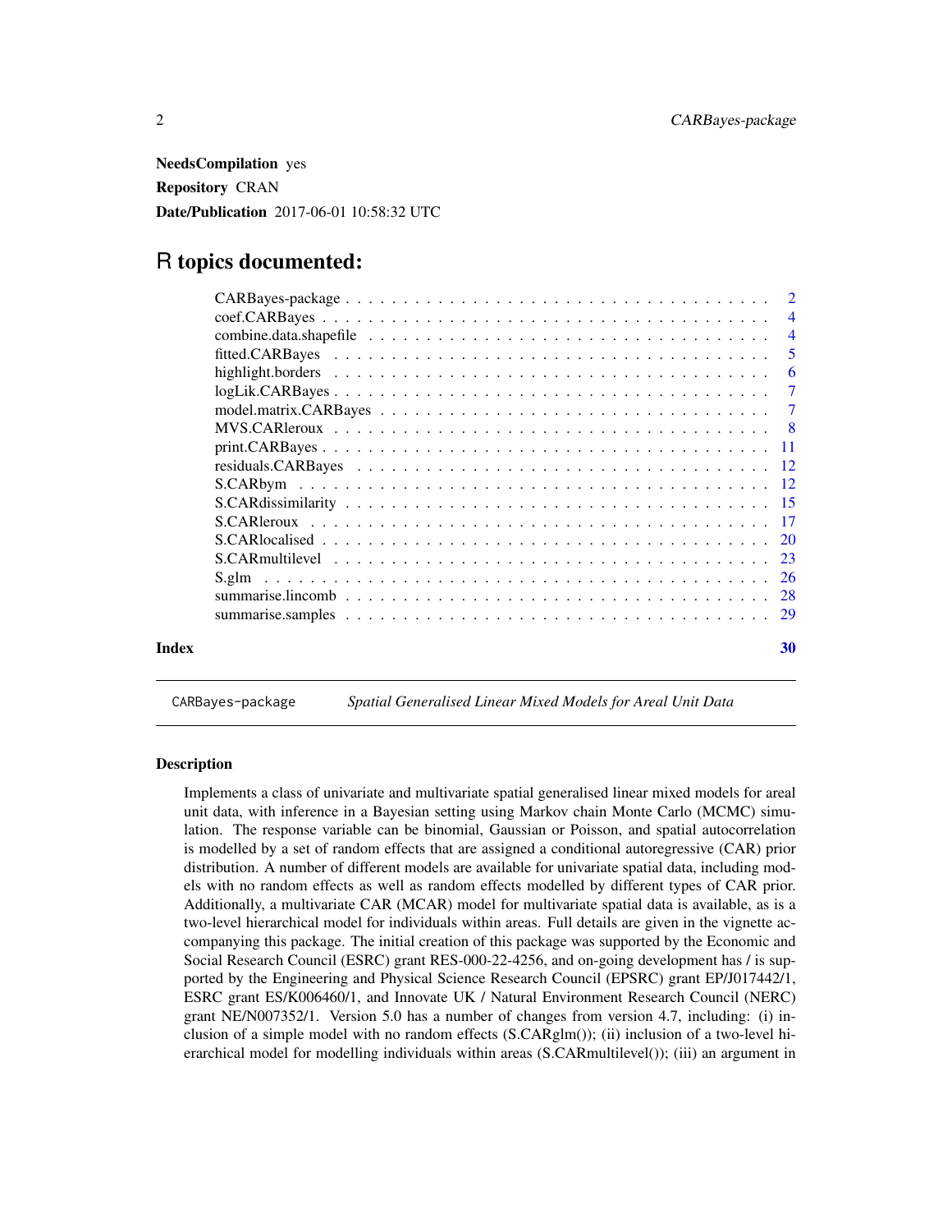**NeedsCompilation** yes

**Repository** CRAN

**Date/Publication** 2017-06-01 10:58:32 UTC

# R topics documented:

| | |
|---|---|
| CARBayes-package | 2 |
| coef.CARBayes | 4 |
| combine.data.shapefile | 4 |
| fitted.CARBayes | 5 |
| highlight.borders | 6 |
| logLik.CARBayes | 7 |
| model.matrix.CARBayes | 7 |
| MVS.CARleroux | 8 |
| print.CARBayes | 11 |
| residuals.CARBayes | 12 |
| S.CARbym | 12 |
| S.CARdissimilarity | 15 |
| S.CARleroux | 17 |
| S.CARlocalised | 20 |
| S.CARmultilevel | 23 |
| S.glm | 26 |
| summarise.lincomb | 28 |
| summarise.samples | 29 |

**Index** **30**

---

CARBayes-package *Spatial Generalised Linear Mixed Models for Areal Unit Data*

---

### Description

Implements a class of univariate and multivariate spatial generalised linear mixed models for areal unit data, with inference in a Bayesian setting using Markov chain Monte Carlo (MCMC) simulation. The response variable can be binomial, Gaussian or Poisson, and spatial autocorrelation is modelled by a set of random effects that are assigned a conditional autoregressive (CAR) prior distribution. A number of different models are available for univariate spatial data, including models with no random effects as well as random effects modelled by different types of CAR prior. Additionally, a multivariate CAR (MCAR) model for multivariate spatial data is available, as is a two-level hierarchical model for individuals within areas. Full details are given in the vignette accompanying this package. The initial creation of this package was supported by the Economic and Social Research Council (ESRC) grant RES-000-22-4256, and on-going development has / is supported by the Engineering and Physical Science Research Council (EPSRC) grant EP/J017442/1, ESRC grant ES/K006460/1, and Innovate UK / Natural Environment Research Council (NERC) grant NE/N007352/1. Version 5.0 has a number of changes from version 4.7, including: (i) inclusion of a simple model with no random effects (S.CARglm()); (ii) inclusion of a two-level hierarchical model for modelling individuals within areas (S.CARmultilevel()); (iii) an argument in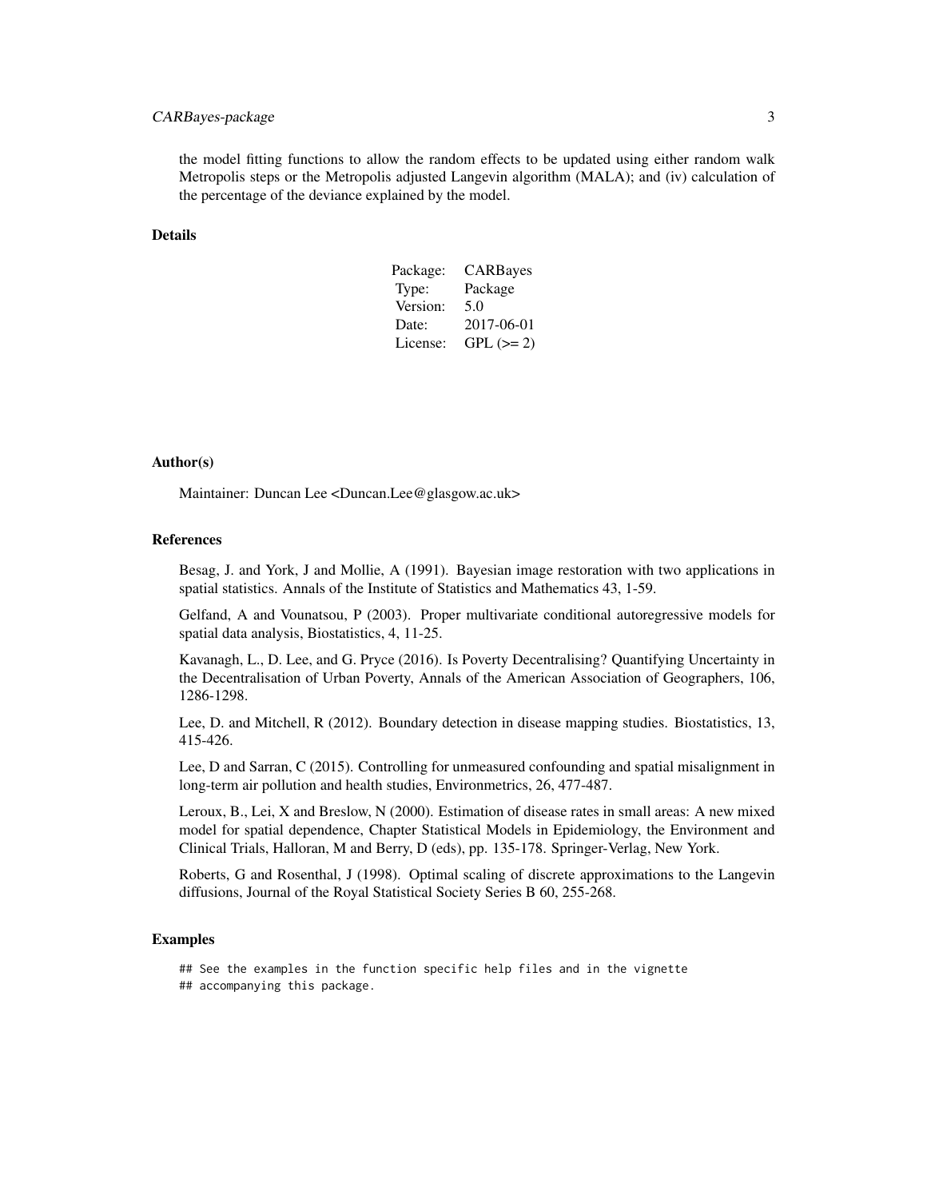the model fitting functions to allow the random effects to be updated using either random walk Metropolis steps or the Metropolis adjusted Langevin algorithm (MALA); and (iv) calculation of the percentage of the deviance explained by the model.

## Details

| | |
|---|---|
| Package: | CARBayes |
| Type: | Package |
| Version: | 5.0 |
| Date: | 2017-06-01 |
| License: | GPL (>= 2) |

## Author(s)

Maintainer: Duncan Lee <Duncan.Lee@glasgow.ac.uk>

## References

Besag, J. and York, J and Mollie, A (1991). Bayesian image restoration with two applications in spatial statistics. Annals of the Institute of Statistics and Mathematics 43, 1-59.

Gelfand, A and Vounatsou, P (2003). Proper multivariate conditional autoregressive models for spatial data analysis, Biostatistics, 4, 11-25.

Kavanagh, L., D. Lee, and G. Pryce (2016). Is Poverty Decentralising? Quantifying Uncertainty in the Decentralisation of Urban Poverty, Annals of the American Association of Geographers, 106, 1286-1298.

Lee, D. and Mitchell, R (2012). Boundary detection in disease mapping studies. Biostatistics, 13, 415-426.

Lee, D and Sarran, C (2015). Controlling for unmeasured confounding and spatial misalignment in long-term air pollution and health studies, Environmetrics, 26, 477-487.

Leroux, B., Lei, X and Breslow, N (2000). Estimation of disease rates in small areas: A new mixed model for spatial dependence, Chapter Statistical Models in Epidemiology, the Environment and Clinical Trials, Halloran, M and Berry, D (eds), pp. 135-178. Springer-Verlag, New York.

Roberts, G and Rosenthal, J (1998). Optimal scaling of discrete approximations to the Langevin diffusions, Journal of the Royal Statistical Society Series B 60, 255-268.

## Examples

```
## See the examples in the function specific help files and in the vignette
## accompanying this package.
```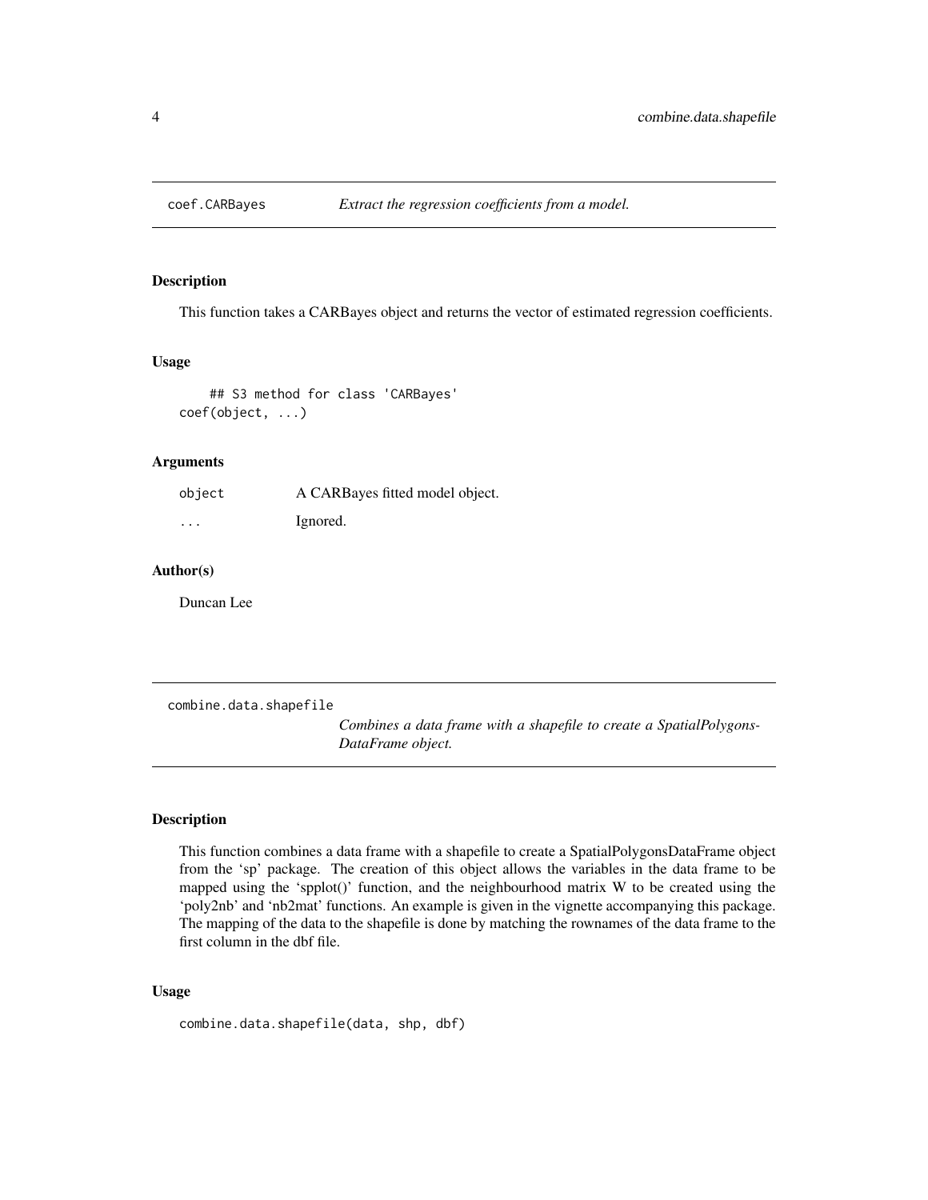## coef.CARBayes — *Extract the regression coefficients from a model.*

### Description

This function takes a CARBayes object and returns the vector of estimated regression coefficients.

### Usage

```
## S3 method for class 'CARBayes'
coef(object, ...)
```

### Arguments

| | |
|---|---|
| object | A CARBayes fitted model object. |
| ... | Ignored. |

### Author(s)

Duncan Lee

## combine.data.shapefile — *Combines a data frame with a shapefile to create a SpatialPolygonsDataFrame object.*

### Description

This function combines a data frame with a shapefile to create a SpatialPolygonsDataFrame object from the 'sp' package. The creation of this object allows the variables in the data frame to be mapped using the 'spplot()' function, and the neighbourhood matrix W to be created using the 'poly2nb' and 'nb2mat' functions. An example is given in the vignette accompanying this package. The mapping of the data to the shapefile is done by matching the rownames of the data frame to the first column in the dbf file.

### Usage

```
combine.data.shapefile(data, shp, dbf)
```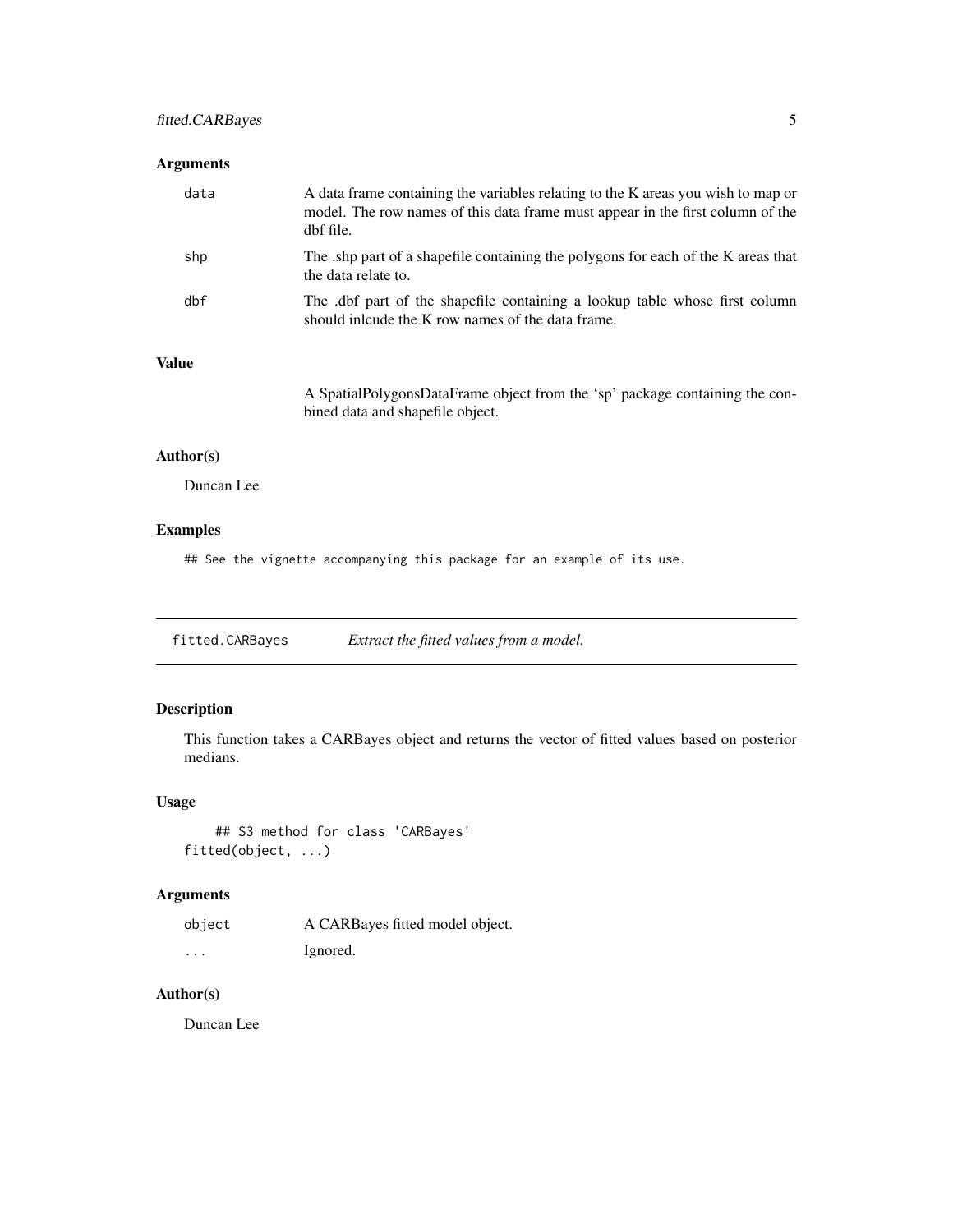## Arguments

| | |
|---|---|
| data | A data frame containing the variables relating to the K areas you wish to map or model. The row names of this data frame must appear in the first column of the dbf file. |
| shp | The .shp part of a shapefile containing the polygons for each of the K areas that the data relate to. |
| dbf | The .dbf part of the shapefile containing a lookup table whose first column should inlcude the K row names of the data frame. |

## Value

A SpatialPolygonsDataFrame object from the 'sp' package containing the combined data and shapefile object.

## Author(s)

Duncan Lee

## Examples

```
## See the vignette accompanying this package for an example of its use.
```

---

# fitted.CARBayes    *Extract the fitted values from a model.*

---

## Description

This function takes a CARBayes object and returns the vector of fitted values based on posterior medians.

## Usage

```
    ## S3 method for class 'CARBayes'
fitted(object, ...)
```

## Arguments

| | |
|---|---|
| object | A CARBayes fitted model object. |
| ... | Ignored. |

## Author(s)

Duncan Lee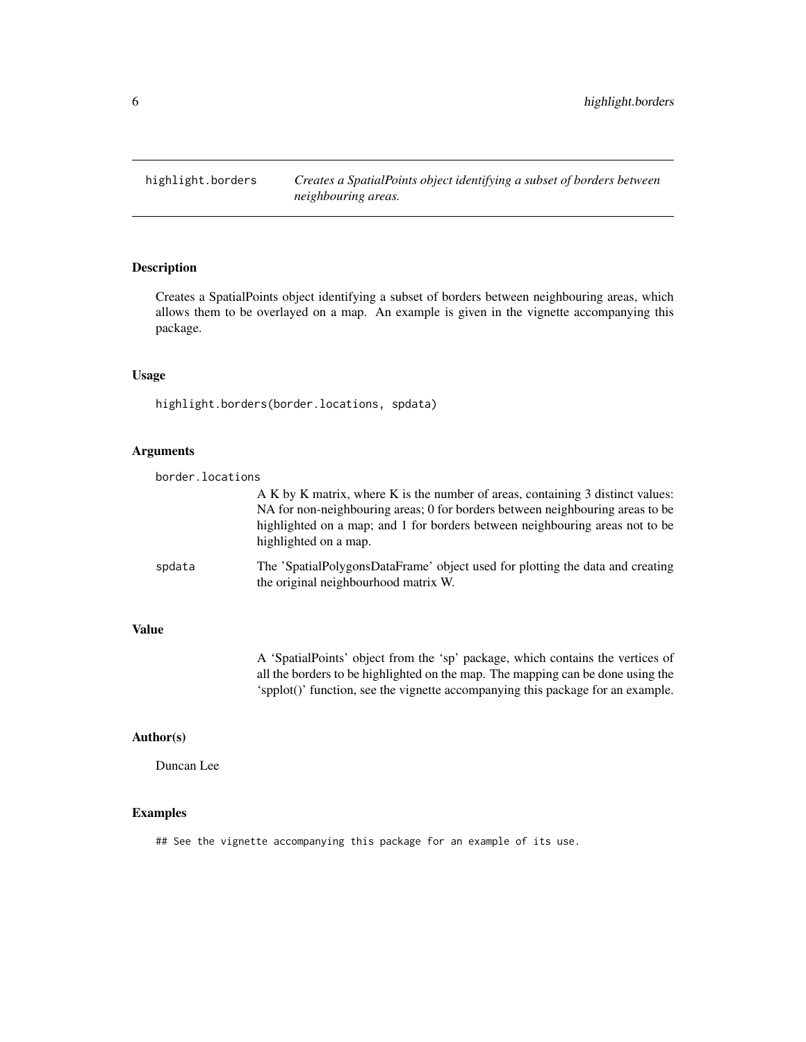# highlight.borders — *Creates a SpatialPoints object identifying a subset of borders between neighbouring areas.*

## Description

Creates a SpatialPoints object identifying a subset of borders between neighbouring areas, which allows them to be overlayed on a map. An example is given in the vignette accompanying this package.

## Usage

```
highlight.borders(border.locations, spdata)
```

## Arguments

`border.locations`
: A K by K matrix, where K is the number of areas, containing 3 distinct values: NA for non-neighbouring areas; 0 for borders between neighbouring areas to be highlighted on a map; and 1 for borders between neighbouring areas not to be highlighted on a map.

`spdata`
: The 'SpatialPolygonsDataFrame' object used for plotting the data and creating the original neighbourhood matrix W.

## Value

A 'SpatialPoints' object from the 'sp' package, which contains the vertices of all the borders to be highlighted on the map. The mapping can be done using the 'spplot()' function, see the vignette accompanying this package for an example.

## Author(s)

Duncan Lee

## Examples

```
## See the vignette accompanying this package for an example of its use.
```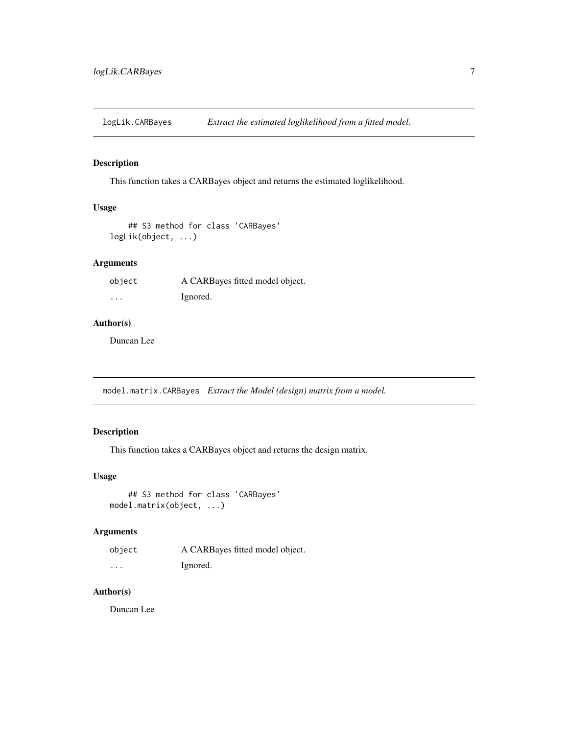## logLik.CARBayes *Extract the estimated loglikelihood from a fitted model.*

### Description

This function takes a CARBayes object and returns the estimated loglikelihood.

### Usage

```
## S3 method for class 'CARBayes'
logLik(object, ...)
```

### Arguments

| | |
|---|---|
| object | A CARBayes fitted model object. |
| ... | Ignored. |

### Author(s)

Duncan Lee

## model.matrix.CARBayes *Extract the Model (design) matrix from a model.*

### Description

This function takes a CARBayes object and returns the design matrix.

### Usage

```
## S3 method for class 'CARBayes'
model.matrix(object, ...)
```

### Arguments

| | |
|---|---|
| object | A CARBayes fitted model object. |
| ... | Ignored. |

### Author(s)

Duncan Lee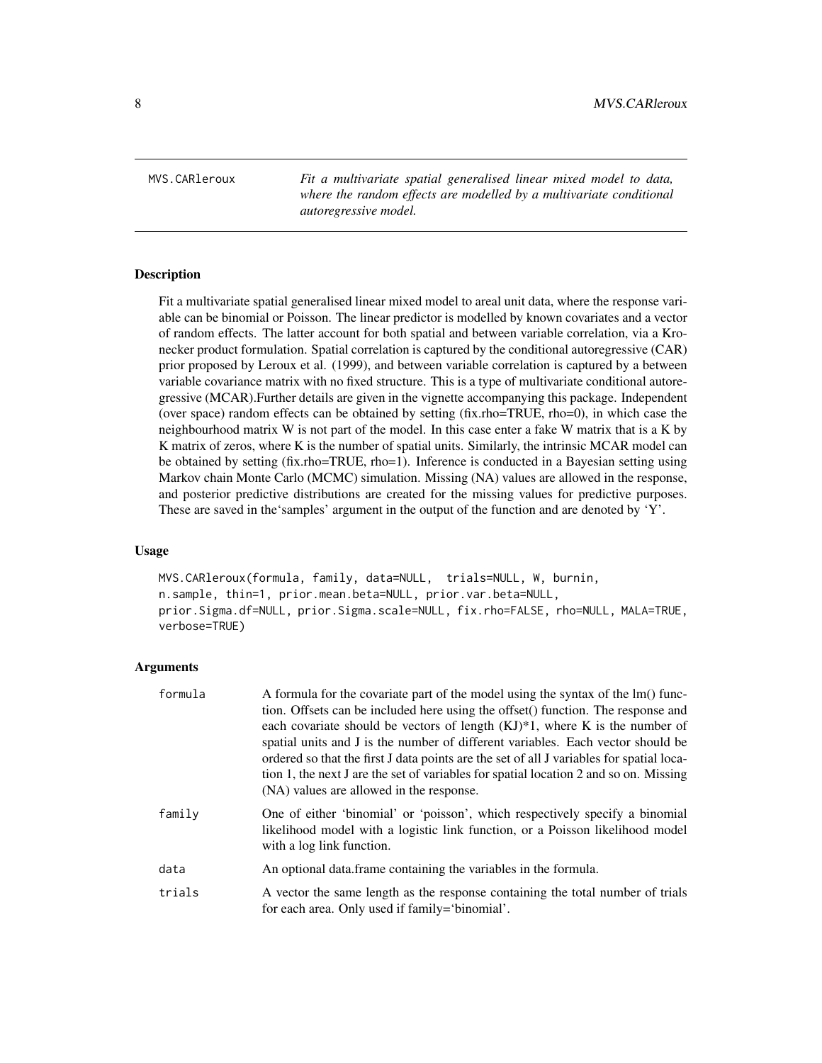MVS.CARleroux — *Fit a multivariate spatial generalised linear mixed model to data, where the random effects are modelled by a multivariate conditional autoregressive model.*

## Description

Fit a multivariate spatial generalised linear mixed model to areal unit data, where the response variable can be binomial or Poisson. The linear predictor is modelled by known covariates and a vector of random effects. The latter account for both spatial and between variable correlation, via a Kronecker product formulation. Spatial correlation is captured by the conditional autoregressive (CAR) prior proposed by Leroux et al. (1999), and between variable correlation is captured by a between variable covariance matrix with no fixed structure. This is a type of multivariate conditional autoregressive (MCAR).Further details are given in the vignette accompanying this package. Independent (over space) random effects can be obtained by setting (fix.rho=TRUE, rho=0), in which case the neighbourhood matrix W is not part of the model. In this case enter a fake W matrix that is a K by K matrix of zeros, where K is the number of spatial units. Similarly, the intrinsic MCAR model can be obtained by setting (fix.rho=TRUE, rho=1). Inference is conducted in a Bayesian setting using Markov chain Monte Carlo (MCMC) simulation. Missing (NA) values are allowed in the response, and posterior predictive distributions are created for the missing values for predictive purposes. These are saved in the'samples' argument in the output of the function and are denoted by 'Y'.

## Usage

```
MVS.CARleroux(formula, family, data=NULL,  trials=NULL, W, burnin,
n.sample, thin=1, prior.mean.beta=NULL, prior.var.beta=NULL,
prior.Sigma.df=NULL, prior.Sigma.scale=NULL, fix.rho=FALSE, rho=NULL, MALA=TRUE,
verbose=TRUE)
```

## Arguments

| | |
|---|---|
| formula | A formula for the covariate part of the model using the syntax of the lm() function. Offsets can be included here using the offset() function. The response and each covariate should be vectors of length (KJ)*1, where K is the number of spatial units and J is the number of different variables. Each vector should be ordered so that the first J data points are the set of all J variables for spatial location 1, the next J are the set of variables for spatial location 2 and so on. Missing (NA) values are allowed in the response. |
| family | One of either 'binomial' or 'poisson', which respectively specify a binomial likelihood model with a logistic link function, or a Poisson likelihood model with a log link function. |
| data | An optional data.frame containing the variables in the formula. |
| trials | A vector the same length as the response containing the total number of trials for each area. Only used if family='binomial'. |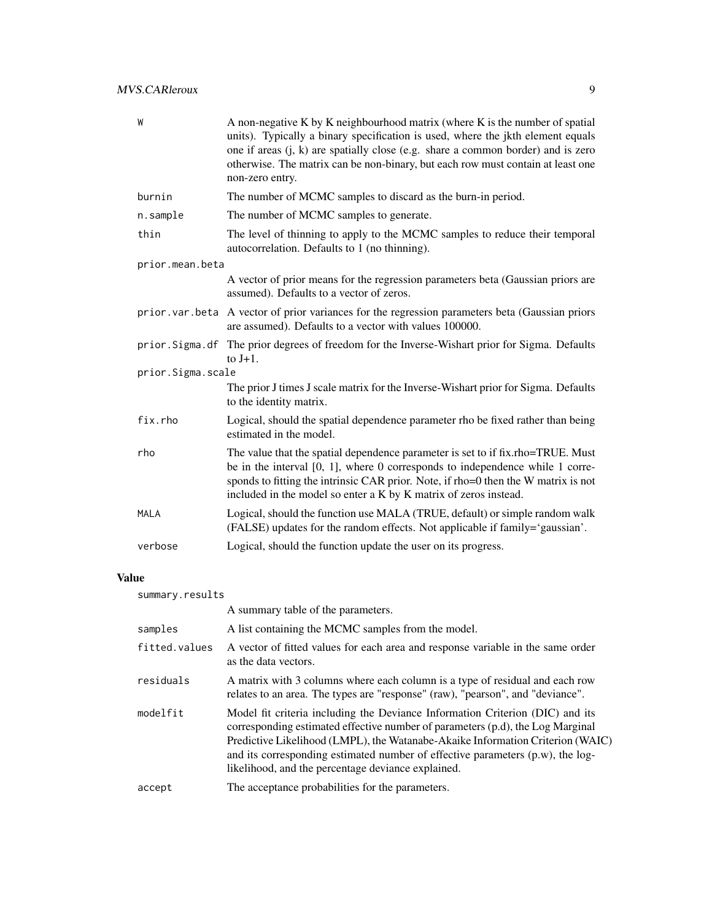| | |
|---|---|
| `W` | A non-negative K by K neighbourhood matrix (where K is the number of spatial units). Typically a binary specification is used, where the jkth element equals one if areas (j, k) are spatially close (e.g. share a common border) and is zero otherwise. The matrix can be non-binary, but each row must contain at least one non-zero entry. |
| `burnin` | The number of MCMC samples to discard as the burn-in period. |
| `n.sample` | The number of MCMC samples to generate. |
| `thin` | The level of thinning to apply to the MCMC samples to reduce their temporal autocorrelation. Defaults to 1 (no thinning). |
| `prior.mean.beta` | A vector of prior means for the regression parameters beta (Gaussian priors are assumed). Defaults to a vector of zeros. |
| `prior.var.beta` | A vector of prior variances for the regression parameters beta (Gaussian priors are assumed). Defaults to a vector with values 100000. |
| `prior.Sigma.df` | The prior degrees of freedom for the Inverse-Wishart prior for Sigma. Defaults to J+1. |
| `prior.Sigma.scale` | The prior J times J scale matrix for the Inverse-Wishart prior for Sigma. Defaults to the identity matrix. |
| `fix.rho` | Logical, should the spatial dependence parameter rho be fixed rather than being estimated in the model. |
| `rho` | The value that the spatial dependence parameter is set to if fix.rho=TRUE. Must be in the interval [0, 1], where 0 corresponds to independence while 1 corresponds to fitting the intrinsic CAR prior. Note, if rho=0 then the W matrix is not included in the model so enter a K by K matrix of zeros instead. |
| `MALA` | Logical, should the function use MALA (TRUE, default) or simple random walk (FALSE) updates for the random effects. Not applicable if family='gaussian'. |
| `verbose` | Logical, should the function update the user on its progress. |

## Value

| | |
|---|---|
| `summary.results` | A summary table of the parameters. |
| `samples` | A list containing the MCMC samples from the model. |
| `fitted.values` | A vector of fitted values for each area and response variable in the same order as the data vectors. |
| `residuals` | A matrix with 3 columns where each column is a type of residual and each row relates to an area. The types are "response" (raw), "pearson", and "deviance". |
| `modelfit` | Model fit criteria including the Deviance Information Criterion (DIC) and its corresponding estimated effective number of parameters (p.d), the Log Marginal Predictive Likelihood (LMPL), the Watanabe-Akaike Information Criterion (WAIC) and its corresponding estimated number of effective parameters (p.w), the log-likelihood, and the percentage deviance explained. |
| `accept` | The acceptance probabilities for the parameters. |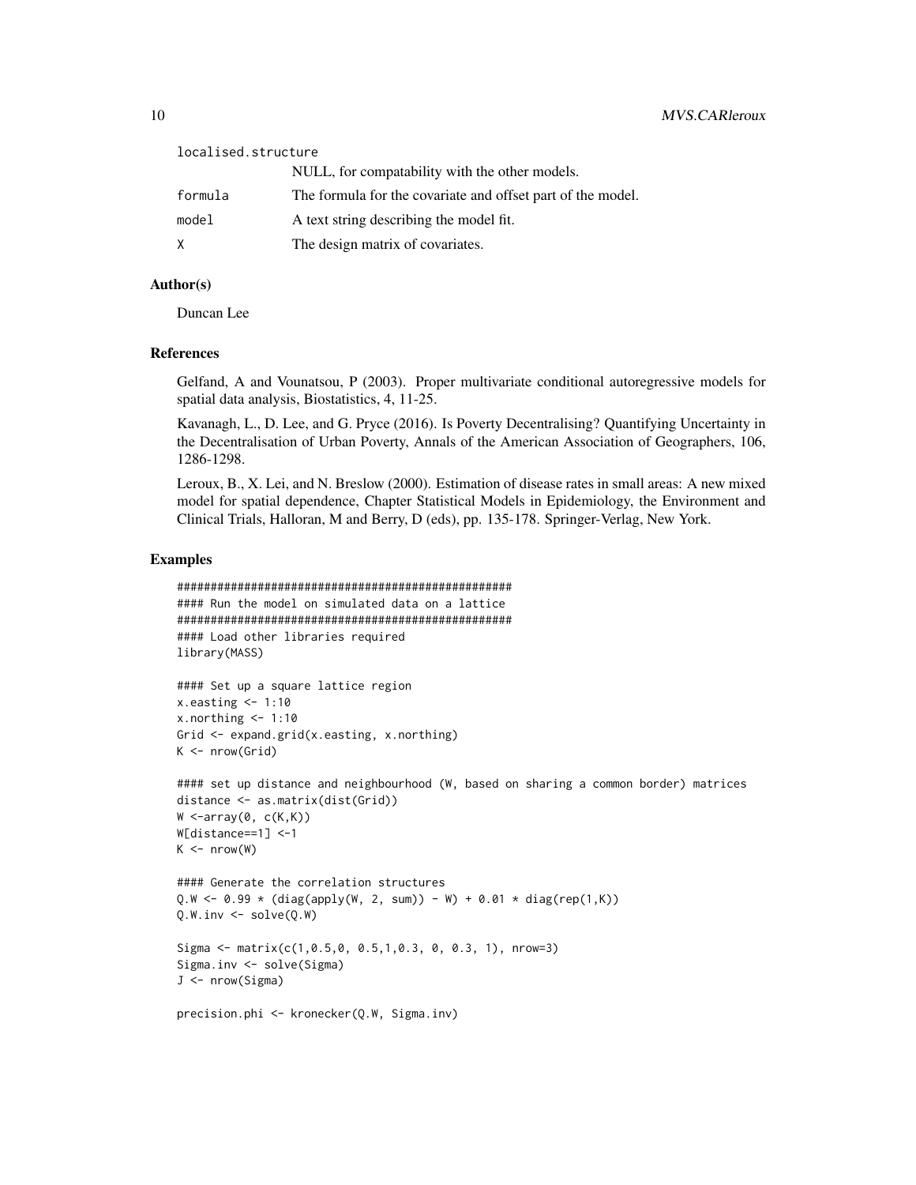localised.structure
: NULL, for compatability with the other models.

formula
: The formula for the covariate and offset part of the model.

model
: A text string describing the model fit.

X
: The design matrix of covariates.

## Author(s)

Duncan Lee

## References

Gelfand, A and Vounatsou, P (2003). Proper multivariate conditional autoregressive models for spatial data analysis, Biostatistics, 4, 11-25.

Kavanagh, L., D. Lee, and G. Pryce (2016). Is Poverty Decentralising? Quantifying Uncertainty in the Decentralisation of Urban Poverty, Annals of the American Association of Geographers, 106, 1286-1298.

Leroux, B., X. Lei, and N. Breslow (2000). Estimation of disease rates in small areas: A new mixed model for spatial dependence, Chapter Statistical Models in Epidemiology, the Environment and Clinical Trials, Halloran, M and Berry, D (eds), pp. 135-178. Springer-Verlag, New York.

## Examples

```
#################################################
#### Run the model on simulated data on a lattice
#################################################
#### Load other libraries required
library(MASS)

#### Set up a square lattice region
x.easting <- 1:10
x.northing <- 1:10
Grid <- expand.grid(x.easting, x.northing)
K <- nrow(Grid)

#### set up distance and neighbourhood (W, based on sharing a common border) matrices
distance <- as.matrix(dist(Grid))
W <-array(0, c(K,K))
W[distance==1] <-1
K <- nrow(W)

#### Generate the correlation structures
Q.W <- 0.99 * (diag(apply(W, 2, sum)) - W) + 0.01 * diag(rep(1,K))
Q.W.inv <- solve(Q.W)

Sigma <- matrix(c(1,0.5,0, 0.5,1,0.3, 0, 0.3, 1), nrow=3)
Sigma.inv <- solve(Sigma)
J <- nrow(Sigma)

precision.phi <- kronecker(Q.W, Sigma.inv)
```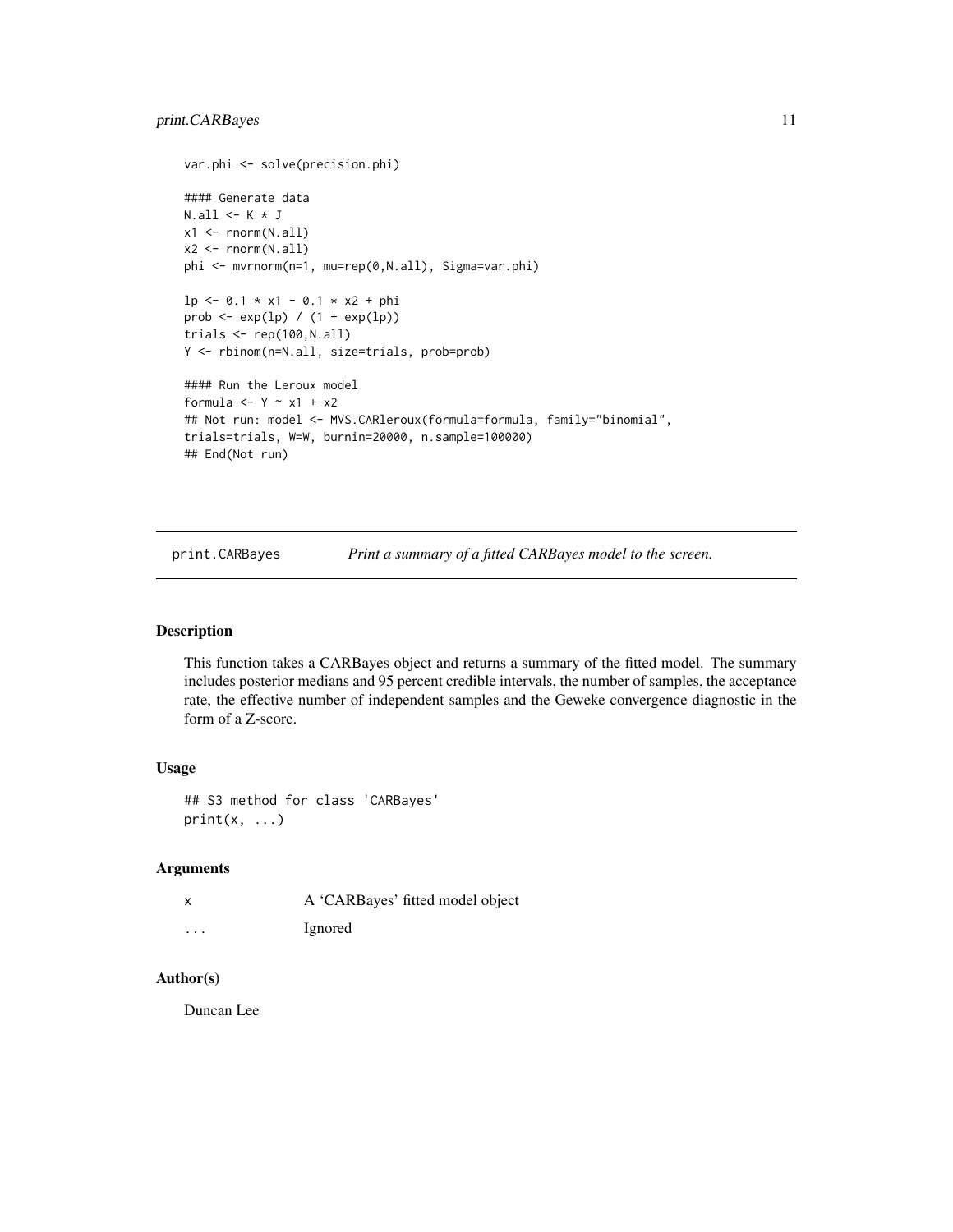```
var.phi <- solve(precision.phi)

#### Generate data
N.all <- K * J
x1 <- rnorm(N.all)
x2 <- rnorm(N.all)
phi <- mvrnorm(n=1, mu=rep(0,N.all), Sigma=var.phi)

lp <- 0.1 * x1 - 0.1 * x2 + phi
prob <- exp(lp) / (1 + exp(lp))
trials <- rep(100,N.all)
Y <- rbinom(n=N.all, size=trials, prob=prob)

#### Run the Leroux model
formula <- Y ~ x1 + x2
## Not run: model <- MVS.CARleroux(formula=formula, family="binomial",
trials=trials, W=W, burnin=20000, n.sample=100000)
## End(Not run)
```

## print.CARBayes — *Print a summary of a fitted CARBayes model to the screen.*

### Description

This function takes a CARBayes object and returns a summary of the fitted model. The summary includes posterior medians and 95 percent credible intervals, the number of samples, the acceptance rate, the effective number of independent samples and the Geweke convergence diagnostic in the form of a Z-score.

### Usage

```
## S3 method for class 'CARBayes'
print(x, ...)
```

### Arguments

| | |
|---|---|
| x | A 'CARBayes' fitted model object |
| ... | Ignored |

### Author(s)

Duncan Lee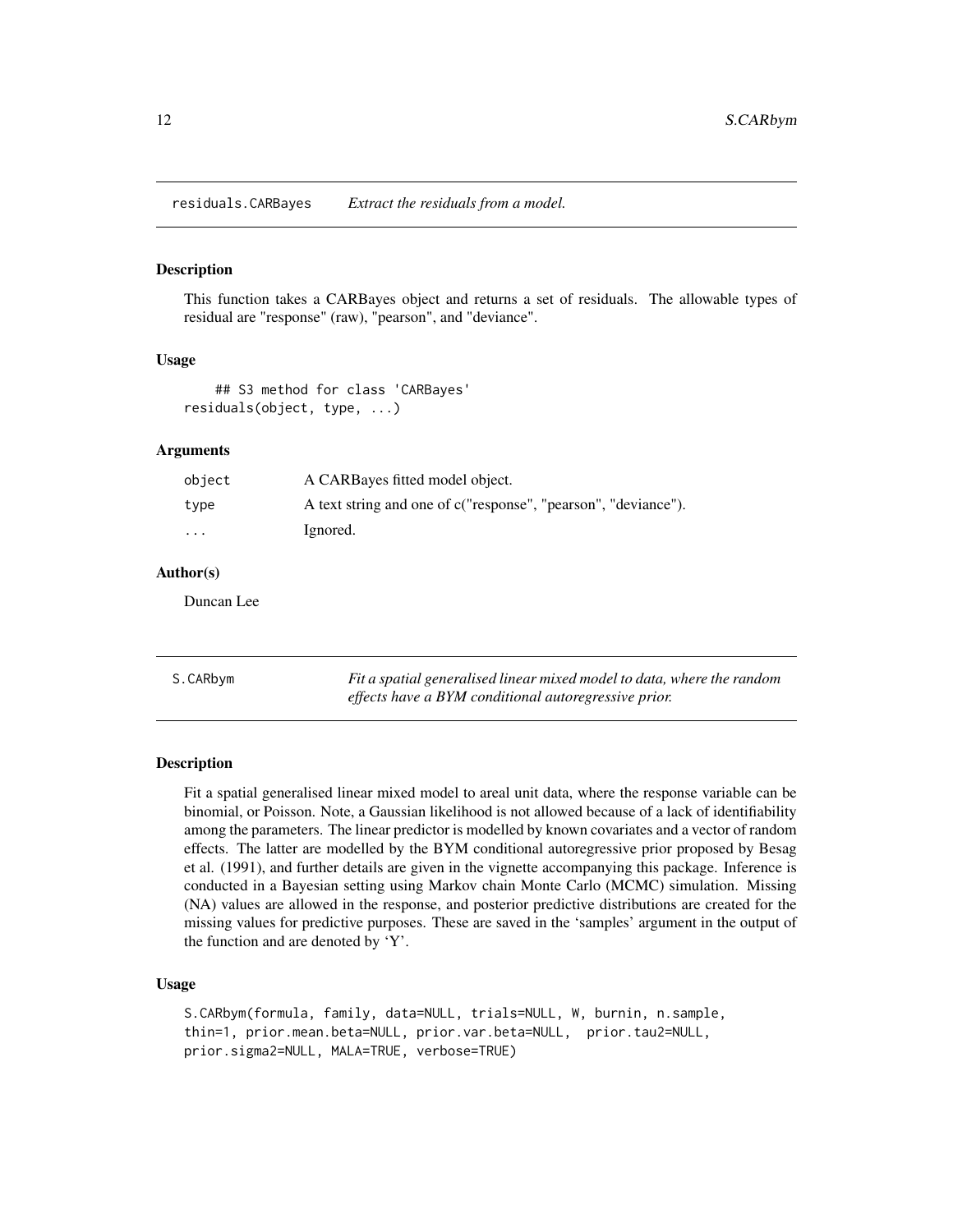## residuals.CARBayes *Extract the residuals from a model.*

### Description

This function takes a CARBayes object and returns a set of residuals. The allowable types of residual are "response" (raw), "pearson", and "deviance".

### Usage

```
     ## S3 method for class 'CARBayes'
residuals(object, type, ...)
```

### Arguments

| | |
|---|---|
| object | A CARBayes fitted model object. |
| type | A text string and one of c("response", "pearson", "deviance"). |
| ... | Ignored. |

### Author(s)

Duncan Lee

## S.CARbym *Fit a spatial generalised linear mixed model to data, where the random effects have a BYM conditional autoregressive prior.*

### Description

Fit a spatial generalised linear mixed model to areal unit data, where the response variable can be binomial, or Poisson. Note, a Gaussian likelihood is not allowed because of a lack of identifiability among the parameters. The linear predictor is modelled by known covariates and a vector of random effects. The latter are modelled by the BYM conditional autoregressive prior proposed by Besag et al. (1991), and further details are given in the vignette accompanying this package. Inference is conducted in a Bayesian setting using Markov chain Monte Carlo (MCMC) simulation. Missing (NA) values are allowed in the response, and posterior predictive distributions are created for the missing values for predictive purposes. These are saved in the 'samples' argument in the output of the function and are denoted by 'Y'.

### Usage

```
S.CARbym(formula, family, data=NULL, trials=NULL, W, burnin, n.sample,
thin=1, prior.mean.beta=NULL, prior.var.beta=NULL,  prior.tau2=NULL,
prior.sigma2=NULL, MALA=TRUE, verbose=TRUE)
```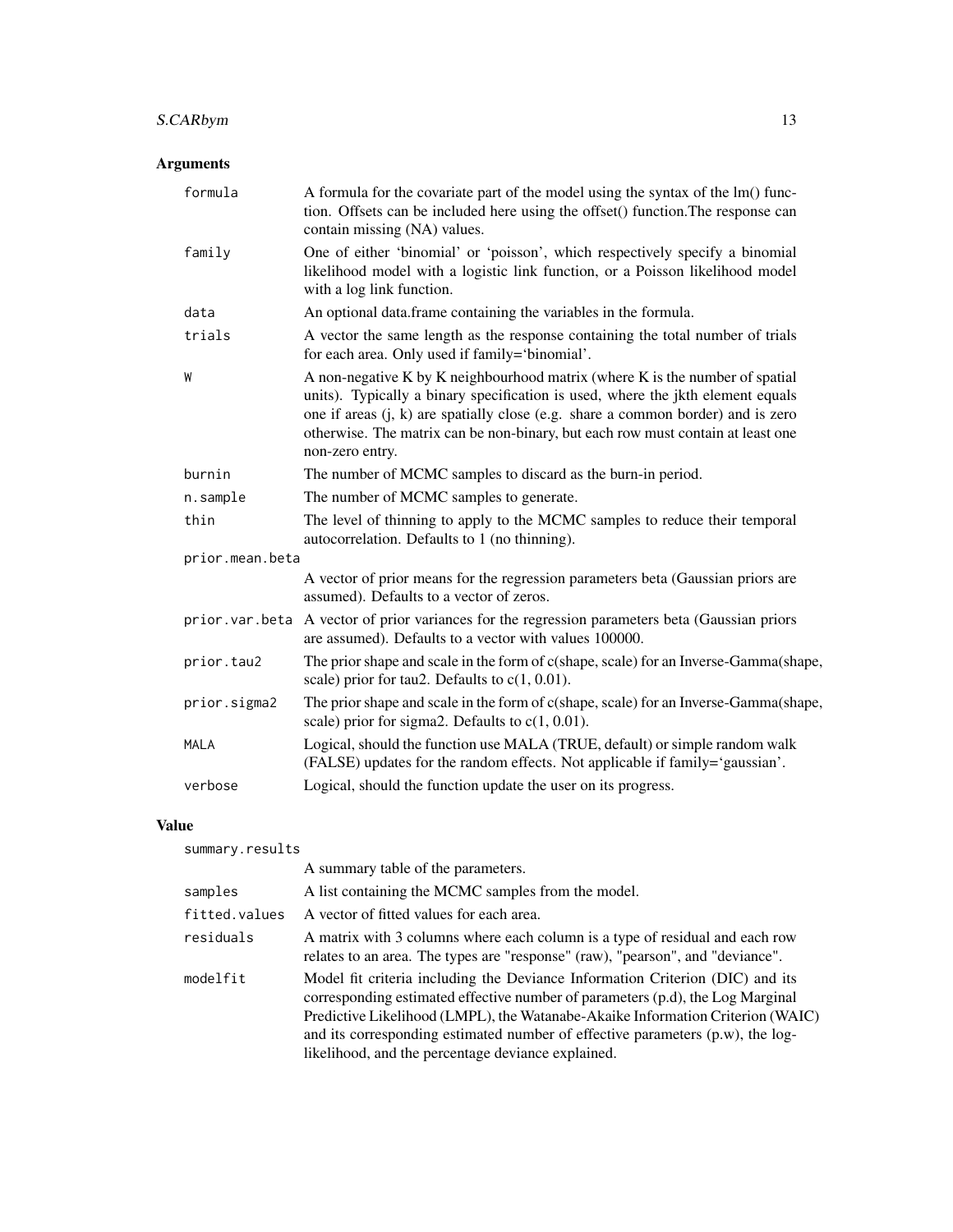## Arguments

| | |
|---|---|
| formula | A formula for the covariate part of the model using the syntax of the lm() function. Offsets can be included here using the offset() function.The response can contain missing (NA) values. |
| family | One of either 'binomial' or 'poisson', which respectively specify a binomial likelihood model with a logistic link function, or a Poisson likelihood model with a log link function. |
| data | An optional data.frame containing the variables in the formula. |
| trials | A vector the same length as the response containing the total number of trials for each area. Only used if family='binomial'. |
| W | A non-negative K by K neighbourhood matrix (where K is the number of spatial units). Typically a binary specification is used, where the jkth element equals one if areas (j, k) are spatially close (e.g. share a common border) and is zero otherwise. The matrix can be non-binary, but each row must contain at least one non-zero entry. |
| burnin | The number of MCMC samples to discard as the burn-in period. |
| n.sample | The number of MCMC samples to generate. |
| thin | The level of thinning to apply to the MCMC samples to reduce their temporal autocorrelation. Defaults to 1 (no thinning). |
| prior.mean.beta | A vector of prior means for the regression parameters beta (Gaussian priors are assumed). Defaults to a vector of zeros. |
| prior.var.beta | A vector of prior variances for the regression parameters beta (Gaussian priors are assumed). Defaults to a vector with values 100000. |
| prior.tau2 | The prior shape and scale in the form of c(shape, scale) for an Inverse-Gamma(shape, scale) prior for tau2. Defaults to c(1, 0.01). |
| prior.sigma2 | The prior shape and scale in the form of c(shape, scale) for an Inverse-Gamma(shape, scale) prior for sigma2. Defaults to c(1, 0.01). |
| MALA | Logical, should the function use MALA (TRUE, default) or simple random walk (FALSE) updates for the random effects. Not applicable if family='gaussian'. |
| verbose | Logical, should the function update the user on its progress. |

## Value

| | |
|---|---|
| summary.results | A summary table of the parameters. |
| samples | A list containing the MCMC samples from the model. |
| fitted.values | A vector of fitted values for each area. |
| residuals | A matrix with 3 columns where each column is a type of residual and each row relates to an area. The types are "response" (raw), "pearson", and "deviance". |
| modelfit | Model fit criteria including the Deviance Information Criterion (DIC) and its corresponding estimated effective number of parameters (p.d), the Log Marginal Predictive Likelihood (LMPL), the Watanabe-Akaike Information Criterion (WAIC) and its corresponding estimated number of effective parameters (p.w), the log-likelihood, and the percentage deviance explained. |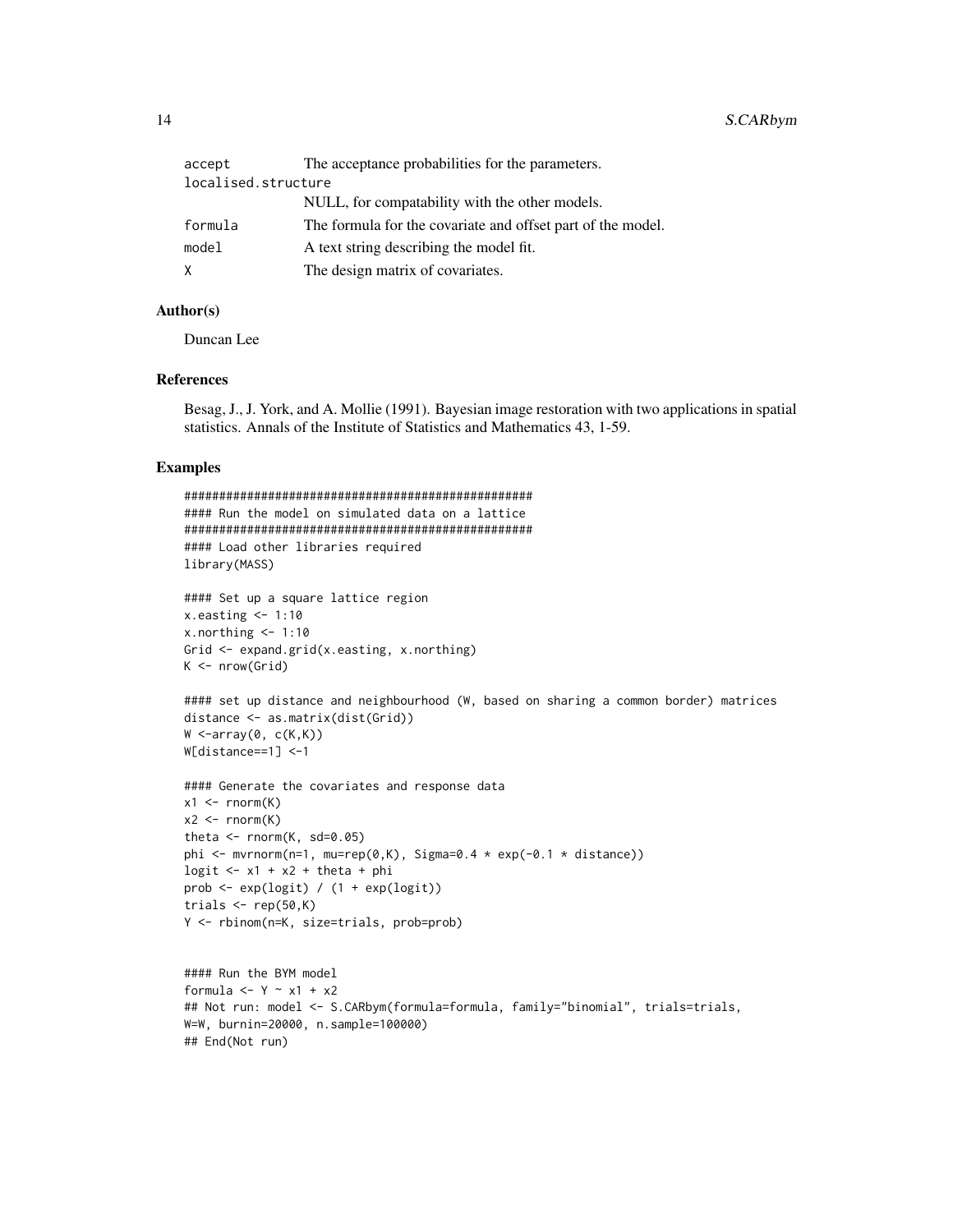| | |
|---|---|
| accept | The acceptance probabilities for the parameters. |
| localised.structure | NULL, for compatability with the other models. |
| formula | The formula for the covariate and offset part of the model. |
| model | A text string describing the model fit. |
| X | The design matrix of covariates. |

### Author(s)

Duncan Lee

### References

Besag, J., J. York, and A. Mollie (1991). Bayesian image restoration with two applications in spatial statistics. Annals of the Institute of Statistics and Mathematics 43, 1-59.

### Examples

```
##################################################
#### Run the model on simulated data on a lattice
##################################################
#### Load other libraries required
library(MASS)

#### Set up a square lattice region
x.easting <- 1:10
x.northing <- 1:10
Grid <- expand.grid(x.easting, x.northing)
K <- nrow(Grid)

#### set up distance and neighbourhood (W, based on sharing a common border) matrices
distance <- as.matrix(dist(Grid))
W <-array(0, c(K,K))
W[distance==1] <-1

#### Generate the covariates and response data
x1 <- rnorm(K)
x2 <- rnorm(K)
theta <- rnorm(K, sd=0.05)
phi <- mvrnorm(n=1, mu=rep(0,K), Sigma=0.4 * exp(-0.1 * distance))
logit <- x1 + x2 + theta + phi
prob <- exp(logit) / (1 + exp(logit))
trials <- rep(50,K)
Y <- rbinom(n=K, size=trials, prob=prob)


#### Run the BYM model
formula <- Y ~ x1 + x2
## Not run: model <- S.CARbym(formula=formula, family="binomial", trials=trials,
W=W, burnin=20000, n.sample=100000)
## End(Not run)
```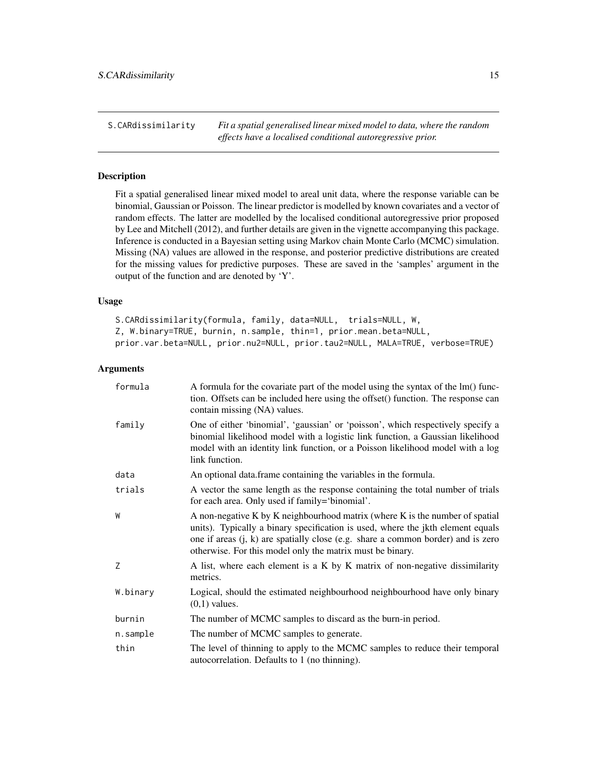## S.CARdissimilarity — *Fit a spatial generalised linear mixed model to data, where the random effects have a localised conditional autoregressive prior.*

### Description

Fit a spatial generalised linear mixed model to areal unit data, where the response variable can be binomial, Gaussian or Poisson. The linear predictor is modelled by known covariates and a vector of random effects. The latter are modelled by the localised conditional autoregressive prior proposed by Lee and Mitchell (2012), and further details are given in the vignette accompanying this package. Inference is conducted in a Bayesian setting using Markov chain Monte Carlo (MCMC) simulation. Missing (NA) values are allowed in the response, and posterior predictive distributions are created for the missing values for predictive purposes. These are saved in the 'samples' argument in the output of the function and are denoted by 'Y'.

### Usage

```
S.CARdissimilarity(formula, family, data=NULL,  trials=NULL, W,
Z, W.binary=TRUE, burnin, n.sample, thin=1, prior.mean.beta=NULL,
prior.var.beta=NULL, prior.nu2=NULL, prior.tau2=NULL, MALA=TRUE, verbose=TRUE)
```

### Arguments

| | |
|---|---|
| formula | A formula for the covariate part of the model using the syntax of the lm() function. Offsets can be included here using the offset() function. The response can contain missing (NA) values. |
| family | One of either 'binomial', 'gaussian' or 'poisson', which respectively specify a binomial likelihood model with a logistic link function, a Gaussian likelihood model with an identity link function, or a Poisson likelihood model with a log link function. |
| data | An optional data.frame containing the variables in the formula. |
| trials | A vector the same length as the response containing the total number of trials for each area. Only used if family='binomial'. |
| W | A non-negative K by K neighbourhood matrix (where K is the number of spatial units). Typically a binary specification is used, where the jkth element equals one if areas (j, k) are spatially close (e.g. share a common border) and is zero otherwise. For this model only the matrix must be binary. |
| Z | A list, where each element is a K by K matrix of non-negative dissimilarity metrics. |
| W.binary | Logical, should the estimated neighbourhood neighbourhood have only binary (0,1) values. |
| burnin | The number of MCMC samples to discard as the burn-in period. |
| n.sample | The number of MCMC samples to generate. |
| thin | The level of thinning to apply to the MCMC samples to reduce their temporal autocorrelation. Defaults to 1 (no thinning). |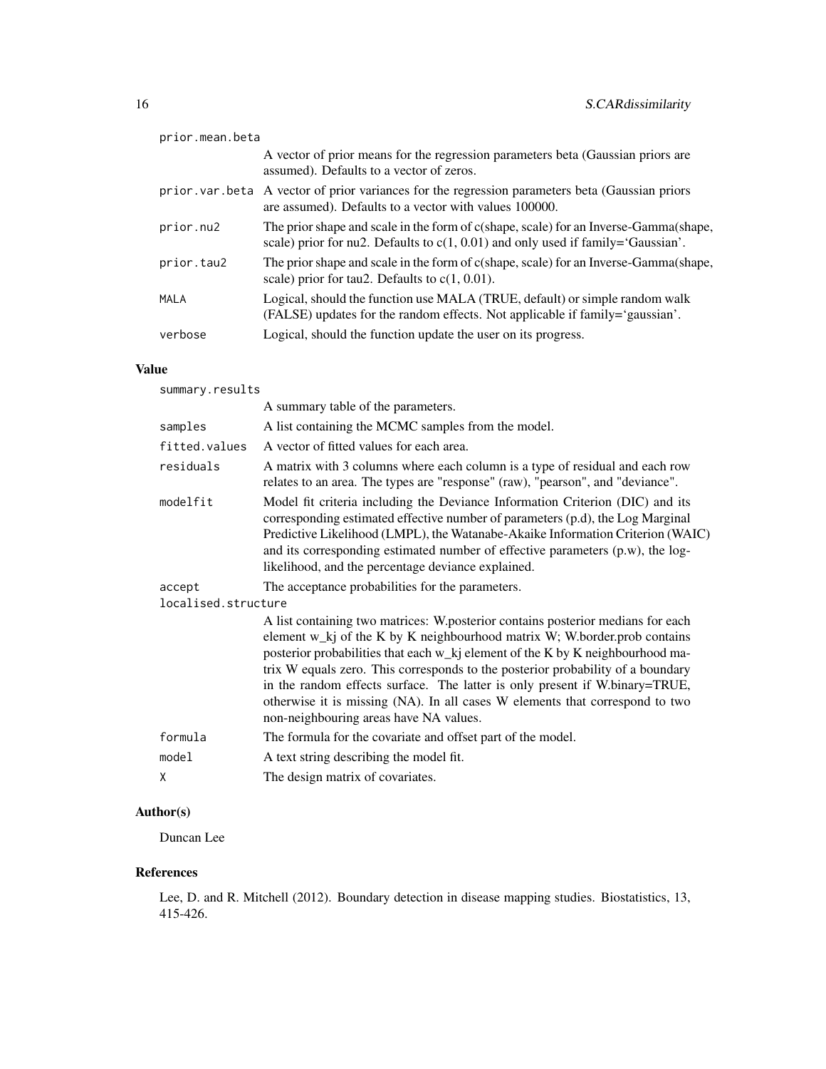prior.mean.beta
: A vector of prior means for the regression parameters beta (Gaussian priors are assumed). Defaults to a vector of zeros.

prior.var.beta
: A vector of prior variances for the regression parameters beta (Gaussian priors are assumed). Defaults to a vector with values 100000.

prior.nu2
: The prior shape and scale in the form of c(shape, scale) for an Inverse-Gamma(shape, scale) prior for nu2. Defaults to c(1, 0.01) and only used if family='Gaussian'.

prior.tau2
: The prior shape and scale in the form of c(shape, scale) for an Inverse-Gamma(shape, scale) prior for tau2. Defaults to c(1, 0.01).

MALA
: Logical, should the function use MALA (TRUE, default) or simple random walk (FALSE) updates for the random effects. Not applicable if family='gaussian'.

verbose
: Logical, should the function update the user on its progress.

## Value

summary.results
: A summary table of the parameters.

samples
: A list containing the MCMC samples from the model.

fitted.values
: A vector of fitted values for each area.

residuals
: A matrix with 3 columns where each column is a type of residual and each row relates to an area. The types are "response" (raw), "pearson", and "deviance".

modelfit
: Model fit criteria including the Deviance Information Criterion (DIC) and its corresponding estimated effective number of parameters (p.d), the Log Marginal Predictive Likelihood (LMPL), the Watanabe-Akaike Information Criterion (WAIC) and its corresponding estimated number of effective parameters (p.w), the log-likelihood, and the percentage deviance explained.

accept
: The acceptance probabilities for the parameters.

localised.structure
: A list containing two matrices: W.posterior contains posterior medians for each element w_kj of the K by K neighbourhood matrix W; W.border.prob contains posterior probabilities that each w_kj element of the K by K neighbourhood matrix W equals zero. This corresponds to the posterior probability of a boundary in the random effects surface. The latter is only present if W.binary=TRUE, otherwise it is missing (NA). In all cases W elements that correspond to two non-neighbouring areas have NA values.

formula
: The formula for the covariate and offset part of the model.

model
: A text string describing the model fit.

X
: The design matrix of covariates.

## Author(s)

Duncan Lee

## References

Lee, D. and R. Mitchell (2012). Boundary detection in disease mapping studies. Biostatistics, 13, 415-426.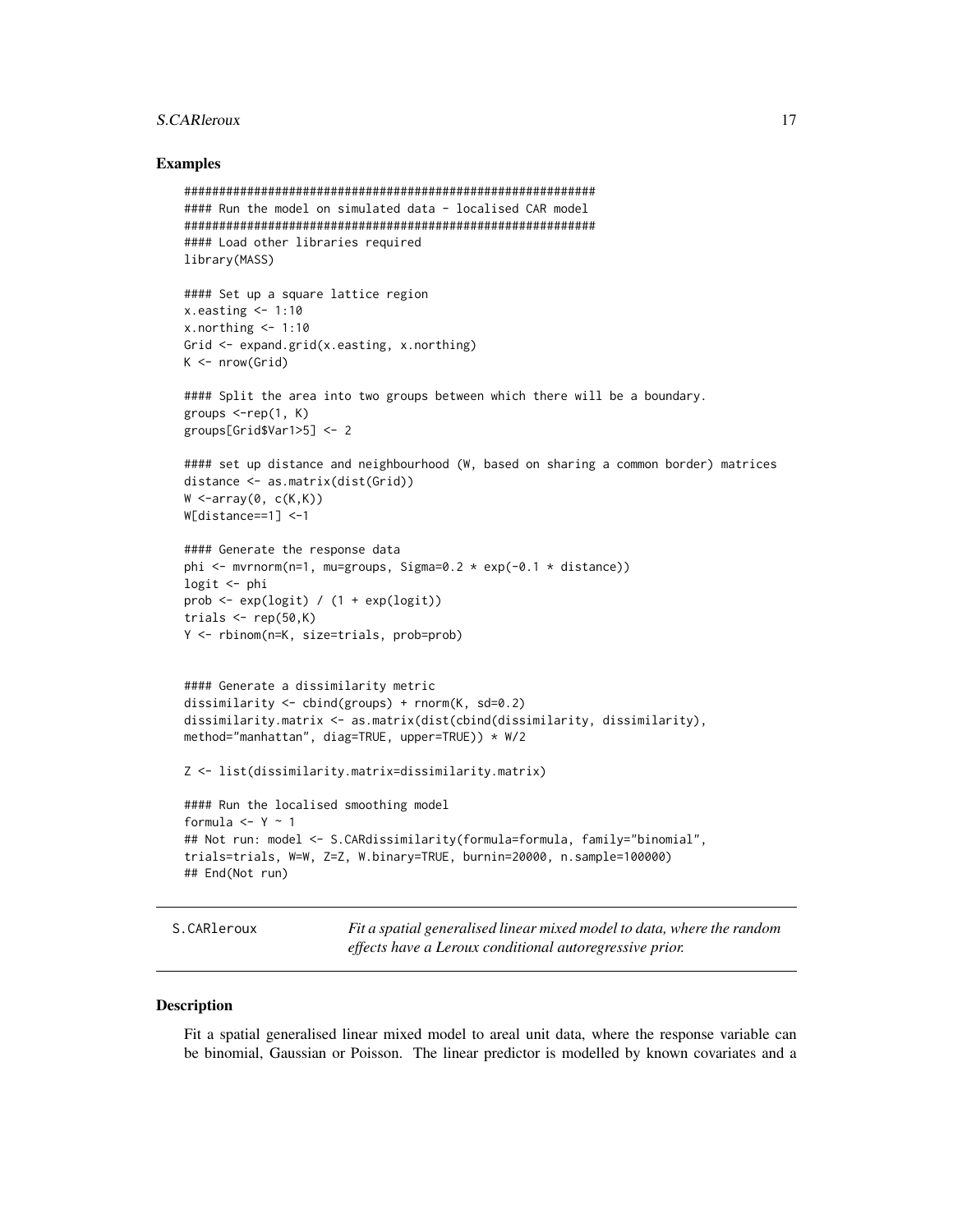## Examples

```
##########################################################
#### Run the model on simulated data - localised CAR model
##########################################################
#### Load other libraries required
library(MASS)

#### Set up a square lattice region
x.easting <- 1:10
x.northing <- 1:10
Grid <- expand.grid(x.easting, x.northing)
K <- nrow(Grid)

#### Split the area into two groups between which there will be a boundary.
groups <-rep(1, K)
groups[Grid$Var1>5] <- 2

#### set up distance and neighbourhood (W, based on sharing a common border) matrices
distance <- as.matrix(dist(Grid))
W <-array(0, c(K,K))
W[distance==1] <-1

#### Generate the response data
phi <- mvrnorm(n=1, mu=groups, Sigma=0.2 * exp(-0.1 * distance))
logit <- phi
prob <- exp(logit) / (1 + exp(logit))
trials <- rep(50,K)
Y <- rbinom(n=K, size=trials, prob=prob)


#### Generate a dissimilarity metric
dissimilarity <- cbind(groups) + rnorm(K, sd=0.2)
dissimilarity.matrix <- as.matrix(dist(cbind(dissimilarity, dissimilarity),
method="manhattan", diag=TRUE, upper=TRUE)) * W/2

Z <- list(dissimilarity.matrix=dissimilarity.matrix)

#### Run the localised smoothing model
formula <- Y ~ 1
## Not run: model <- S.CARdissimilarity(formula=formula, family="binomial",
trials=trials, W=W, Z=Z, W.binary=TRUE, burnin=20000, n.sample=100000)
## End(Not run)
```

---

S.CARleroux &emsp; *Fit a spatial generalised linear mixed model to data, where the random effects have a Leroux conditional autoregressive prior.*

---

## Description

Fit a spatial generalised linear mixed model to areal unit data, where the response variable can be binomial, Gaussian or Poisson. The linear predictor is modelled by known covariates and a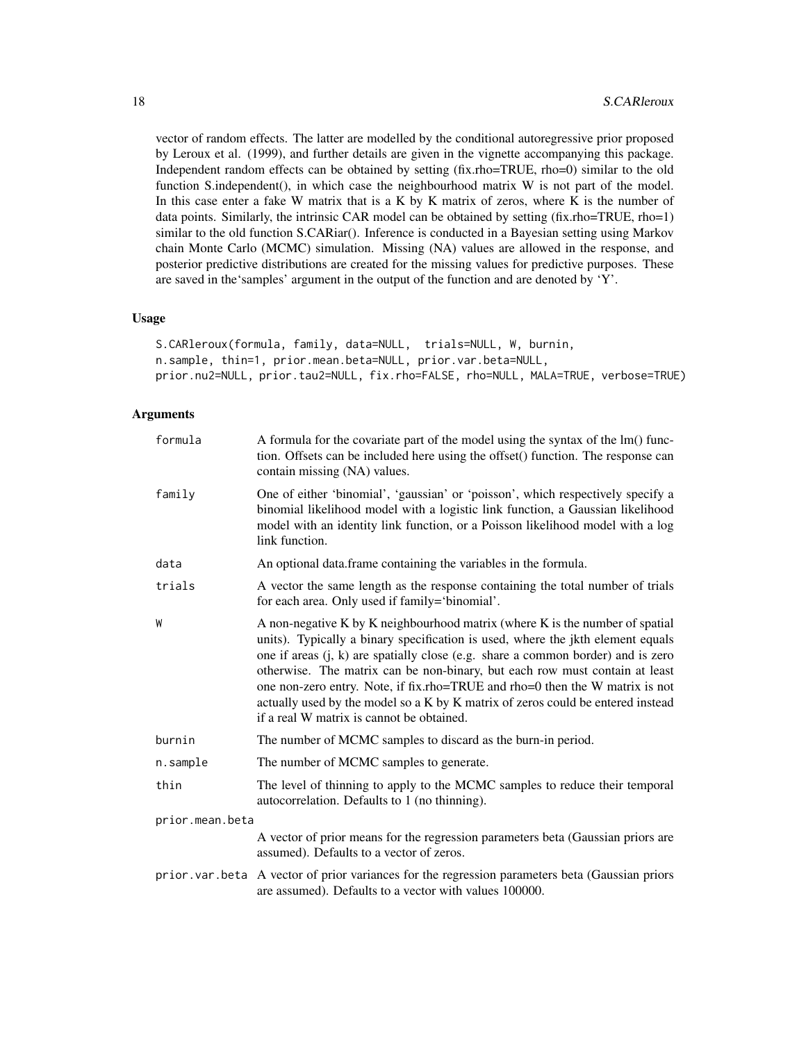vector of random effects. The latter are modelled by the conditional autoregressive prior proposed by Leroux et al. (1999), and further details are given in the vignette accompanying this package. Independent random effects can be obtained by setting (fix.rho=TRUE, rho=0) similar to the old function S.independent(), in which case the neighbourhood matrix W is not part of the model. In this case enter a fake W matrix that is a K by K matrix of zeros, where K is the number of data points. Similarly, the intrinsic CAR model can be obtained by setting (fix.rho=TRUE, rho=1) similar to the old function S.CARiar(). Inference is conducted in a Bayesian setting using Markov chain Monte Carlo (MCMC) simulation. Missing (NA) values are allowed in the response, and posterior predictive distributions are created for the missing values for predictive purposes. These are saved in the'samples' argument in the output of the function and are denoted by 'Y'.

### Usage

```
S.CARleroux(formula, family, data=NULL,  trials=NULL, W, burnin,
n.sample, thin=1, prior.mean.beta=NULL, prior.var.beta=NULL,
prior.nu2=NULL, prior.tau2=NULL, fix.rho=FALSE, rho=NULL, MALA=TRUE, verbose=TRUE)
```

### Arguments

| | |
|---|---|
| `formula` | A formula for the covariate part of the model using the syntax of the lm() function. Offsets can be included here using the offset() function. The response can contain missing (NA) values. |
| `family` | One of either 'binomial', 'gaussian' or 'poisson', which respectively specify a binomial likelihood model with a logistic link function, a Gaussian likelihood model with an identity link function, or a Poisson likelihood model with a log link function. |
| `data` | An optional data.frame containing the variables in the formula. |
| `trials` | A vector the same length as the response containing the total number of trials for each area. Only used if family='binomial'. |
| `W` | A non-negative K by K neighbourhood matrix (where K is the number of spatial units). Typically a binary specification is used, where the jkth element equals one if areas (j, k) are spatially close (e.g. share a common border) and is zero otherwise. The matrix can be non-binary, but each row must contain at least one non-zero entry. Note, if fix.rho=TRUE and rho=0 then the W matrix is not actually used by the model so a K by K matrix of zeros could be entered instead if a real W matrix is cannot be obtained. |
| `burnin` | The number of MCMC samples to discard as the burn-in period. |
| `n.sample` | The number of MCMC samples to generate. |
| `thin` | The level of thinning to apply to the MCMC samples to reduce their temporal autocorrelation. Defaults to 1 (no thinning). |
| `prior.mean.beta` | A vector of prior means for the regression parameters beta (Gaussian priors are assumed). Defaults to a vector of zeros. |
| `prior.var.beta` | A vector of prior variances for the regression parameters beta (Gaussian priors are assumed). Defaults to a vector with values 100000. |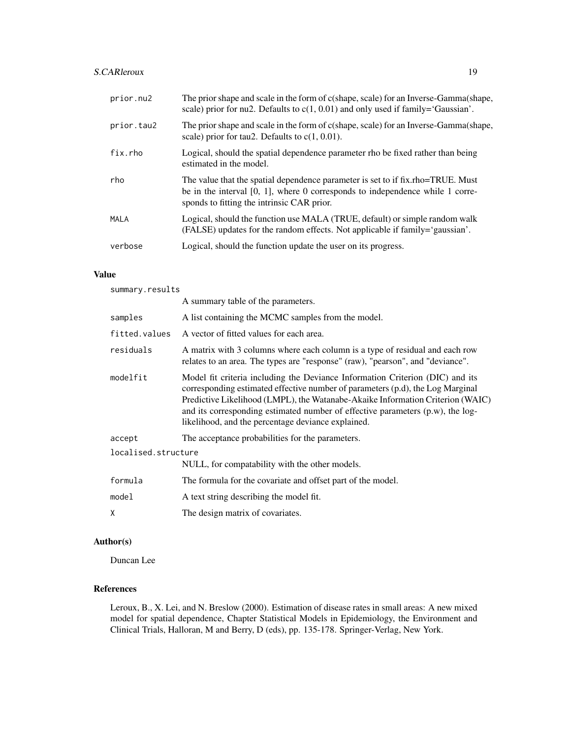| | |
|---|---|
| `prior.nu2` | The prior shape and scale in the form of c(shape, scale) for an Inverse-Gamma(shape, scale) prior for nu2. Defaults to c(1, 0.01) and only used if family='Gaussian'. |
| `prior.tau2` | The prior shape and scale in the form of c(shape, scale) for an Inverse-Gamma(shape, scale) prior for tau2. Defaults to c(1, 0.01). |
| `fix.rho` | Logical, should the spatial dependence parameter rho be fixed rather than being estimated in the model. |
| `rho` | The value that the spatial dependence parameter is set to if fix.rho=TRUE. Must be in the interval [0, 1], where 0 corresponds to independence while 1 corresponds to fitting the intrinsic CAR prior. |
| `MALA` | Logical, should the function use MALA (TRUE, default) or simple random walk (FALSE) updates for the random effects. Not applicable if family='gaussian'. |
| `verbose` | Logical, should the function update the user on its progress. |

## Value

| | |
|---|---|
| `summary.results` | A summary table of the parameters. |
| `samples` | A list containing the MCMC samples from the model. |
| `fitted.values` | A vector of fitted values for each area. |
| `residuals` | A matrix with 3 columns where each column is a type of residual and each row relates to an area. The types are "response" (raw), "pearson", and "deviance". |
| `modelfit` | Model fit criteria including the Deviance Information Criterion (DIC) and its corresponding estimated effective number of parameters (p.d), the Log Marginal Predictive Likelihood (LMPL), the Watanabe-Akaike Information Criterion (WAIC) and its corresponding estimated number of effective parameters (p.w), the log-likelihood, and the percentage deviance explained. |
| `accept` | The acceptance probabilities for the parameters. |
| `localised.structure` | NULL, for compatability with the other models. |
| `formula` | The formula for the covariate and offset part of the model. |
| `model` | A text string describing the model fit. |
| `X` | The design matrix of covariates. |

## Author(s)

Duncan Lee

## References

Leroux, B., X. Lei, and N. Breslow (2000). Estimation of disease rates in small areas: A new mixed model for spatial dependence, Chapter Statistical Models in Epidemiology, the Environment and Clinical Trials, Halloran, M and Berry, D (eds), pp. 135-178. Springer-Verlag, New York.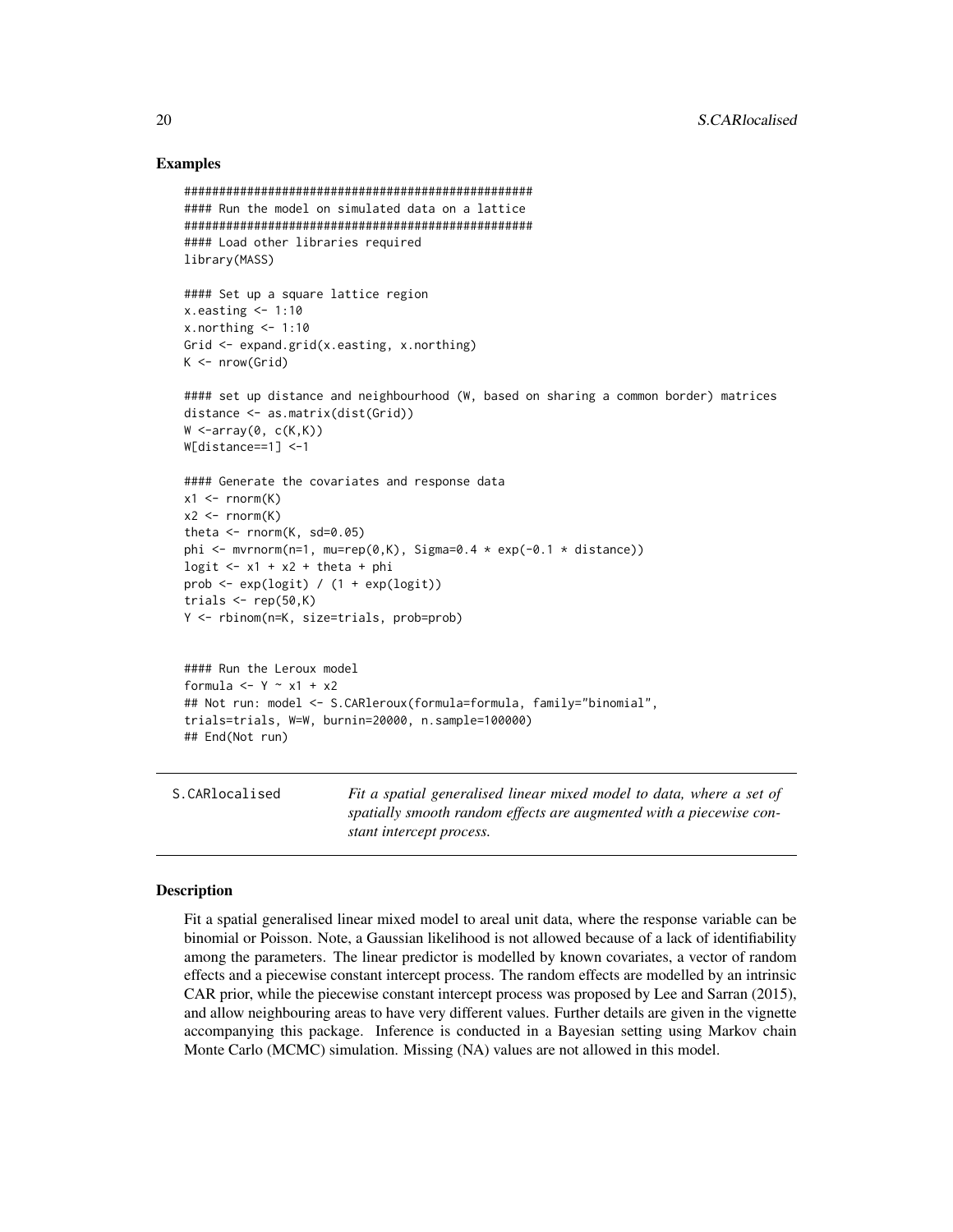### Examples

```
##################################################
#### Run the model on simulated data on a lattice
##################################################
#### Load other libraries required
library(MASS)

#### Set up a square lattice region
x.easting <- 1:10
x.northing <- 1:10
Grid <- expand.grid(x.easting, x.northing)
K <- nrow(Grid)

#### set up distance and neighbourhood (W, based on sharing a common border) matrices
distance <- as.matrix(dist(Grid))
W <-array(0, c(K,K))
W[distance==1] <-1

#### Generate the covariates and response data
x1 <- rnorm(K)
x2 <- rnorm(K)
theta <- rnorm(K, sd=0.05)
phi <- mvrnorm(n=1, mu=rep(0,K), Sigma=0.4 * exp(-0.1 * distance))
logit <- x1 + x2 + theta + phi
prob <- exp(logit) / (1 + exp(logit))
trials <- rep(50,K)
Y <- rbinom(n=K, size=trials, prob=prob)


#### Run the Leroux model
formula <- Y ~ x1 + x2
## Not run: model <- S.CARleroux(formula=formula, family="binomial",
trials=trials, W=W, burnin=20000, n.sample=100000)
## End(Not run)
```

---

## S.CARlocalised

*Fit a spatial generalised linear mixed model to data, where a set of spatially smooth random effects are augmented with a piecewise constant intercept process.*

---

### Description

Fit a spatial generalised linear mixed model to areal unit data, where the response variable can be binomial or Poisson. Note, a Gaussian likelihood is not allowed because of a lack of identifiability among the parameters. The linear predictor is modelled by known covariates, a vector of random effects and a piecewise constant intercept process. The random effects are modelled by an intrinsic CAR prior, while the piecewise constant intercept process was proposed by Lee and Sarran (2015), and allow neighbouring areas to have very different values. Further details are given in the vignette accompanying this package. Inference is conducted in a Bayesian setting using Markov chain Monte Carlo (MCMC) simulation. Missing (NA) values are not allowed in this model.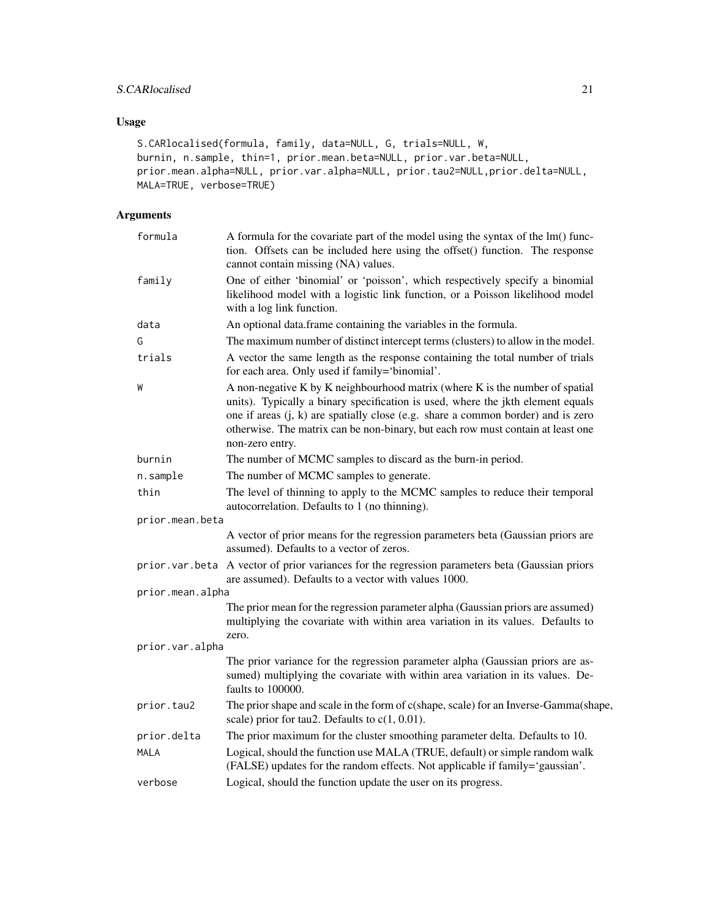## Usage

```
S.CARlocalised(formula, family, data=NULL, G, trials=NULL, W,
burnin, n.sample, thin=1, prior.mean.beta=NULL, prior.var.beta=NULL,
prior.mean.alpha=NULL, prior.var.alpha=NULL, prior.tau2=NULL,prior.delta=NULL,
MALA=TRUE, verbose=TRUE)
```

## Arguments

| Argument | Description |
|---|---|
| `formula` | A formula for the covariate part of the model using the syntax of the lm() function. Offsets can be included here using the offset() function. The response cannot contain missing (NA) values. |
| `family` | One of either 'binomial' or 'poisson', which respectively specify a binomial likelihood model with a logistic link function, or a Poisson likelihood model with a log link function. |
| `data` | An optional data.frame containing the variables in the formula. |
| `G` | The maximum number of distinct intercept terms (clusters) to allow in the model. |
| `trials` | A vector the same length as the response containing the total number of trials for each area. Only used if family='binomial'. |
| `W` | A non-negative K by K neighbourhood matrix (where K is the number of spatial units). Typically a binary specification is used, where the jkth element equals one if areas (j, k) are spatially close (e.g. share a common border) and is zero otherwise. The matrix can be non-binary, but each row must contain at least one non-zero entry. |
| `burnin` | The number of MCMC samples to discard as the burn-in period. |
| `n.sample` | The number of MCMC samples to generate. |
| `thin` | The level of thinning to apply to the MCMC samples to reduce their temporal autocorrelation. Defaults to 1 (no thinning). |
| `prior.mean.beta` | A vector of prior means for the regression parameters beta (Gaussian priors are assumed). Defaults to a vector of zeros. |
| `prior.var.beta` | A vector of prior variances for the regression parameters beta (Gaussian priors are assumed). Defaults to a vector with values 1000. |
| `prior.mean.alpha` | The prior mean for the regression parameter alpha (Gaussian priors are assumed) multiplying the covariate with within area variation in its values. Defaults to zero. |
| `prior.var.alpha` | The prior variance for the regression parameter alpha (Gaussian priors are assumed) multiplying the covariate with within area variation in its values. Defaults to 100000. |
| `prior.tau2` | The prior shape and scale in the form of c(shape, scale) for an Inverse-Gamma(shape, scale) prior for tau2. Defaults to c(1, 0.01). |
| `prior.delta` | The prior maximum for the cluster smoothing parameter delta. Defaults to 10. |
| `MALA` | Logical, should the function use MALA (TRUE, default) or simple random walk (FALSE) updates for the random effects. Not applicable if family='gaussian'. |
| `verbose` | Logical, should the function update the user on its progress. |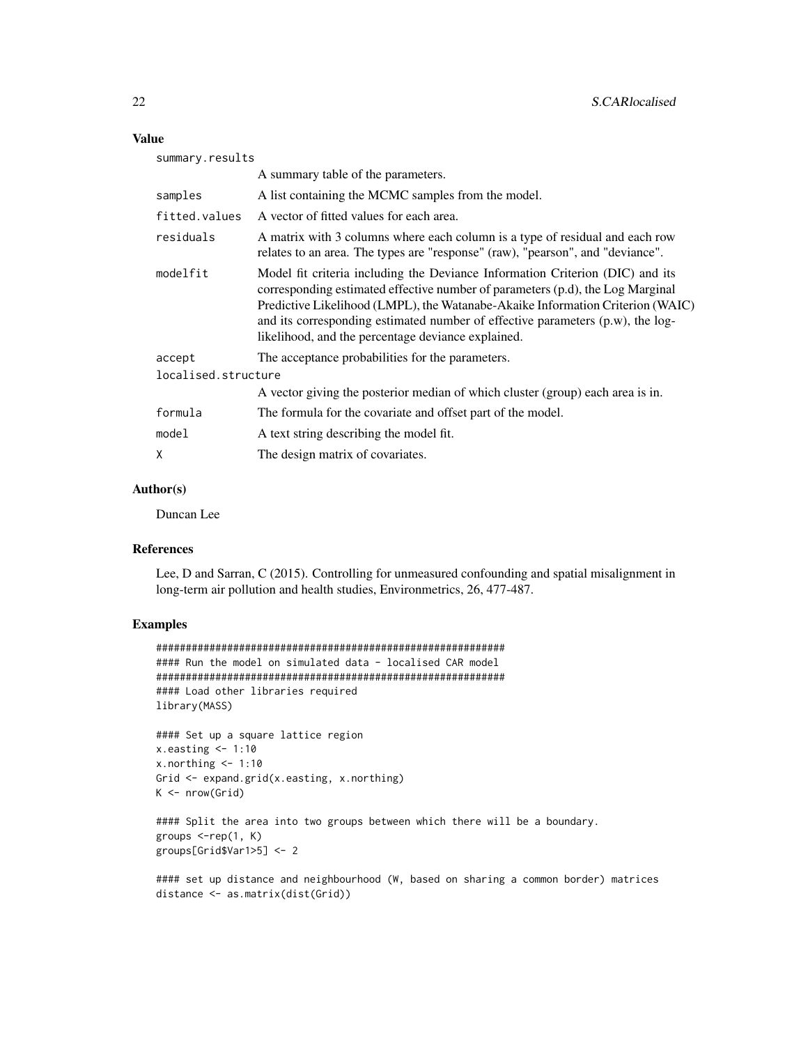## Value

**summary.results**
A summary table of the parameters.

**samples**
A list containing the MCMC samples from the model.

**fitted.values**
A vector of fitted values for each area.

**residuals**
A matrix with 3 columns where each column is a type of residual and each row relates to an area. The types are "response" (raw), "pearson", and "deviance".

**modelfit**
Model fit criteria including the Deviance Information Criterion (DIC) and its corresponding estimated effective number of parameters (p.d), the Log Marginal Predictive Likelihood (LMPL), the Watanabe-Akaike Information Criterion (WAIC) and its corresponding estimated number of effective parameters (p.w), the log-likelihood, and the percentage deviance explained.

**accept**
The acceptance probabilities for the parameters.

**localised.structure**
A vector giving the posterior median of which cluster (group) each area is in.

**formula**
The formula for the covariate and offset part of the model.

**model**
A text string describing the model fit.

**X**
The design matrix of covariates.

## Author(s)

Duncan Lee

## References

Lee, D and Sarran, C (2015). Controlling for unmeasured confounding and spatial misalignment in long-term air pollution and health studies, Environmetrics, 26, 477-487.

## Examples

```
#############################################################
#### Run the model on simulated data - localised CAR model
#############################################################
#### Load other libraries required
library(MASS)

#### Set up a square lattice region
x.easting <- 1:10
x.northing <- 1:10
Grid <- expand.grid(x.easting, x.northing)
K <- nrow(Grid)

#### Split the area into two groups between which there will be a boundary.
groups <-rep(1, K)
groups[Grid$Var1>5] <- 2

#### set up distance and neighbourhood (W, based on sharing a common border) matrices
distance <- as.matrix(dist(Grid))
```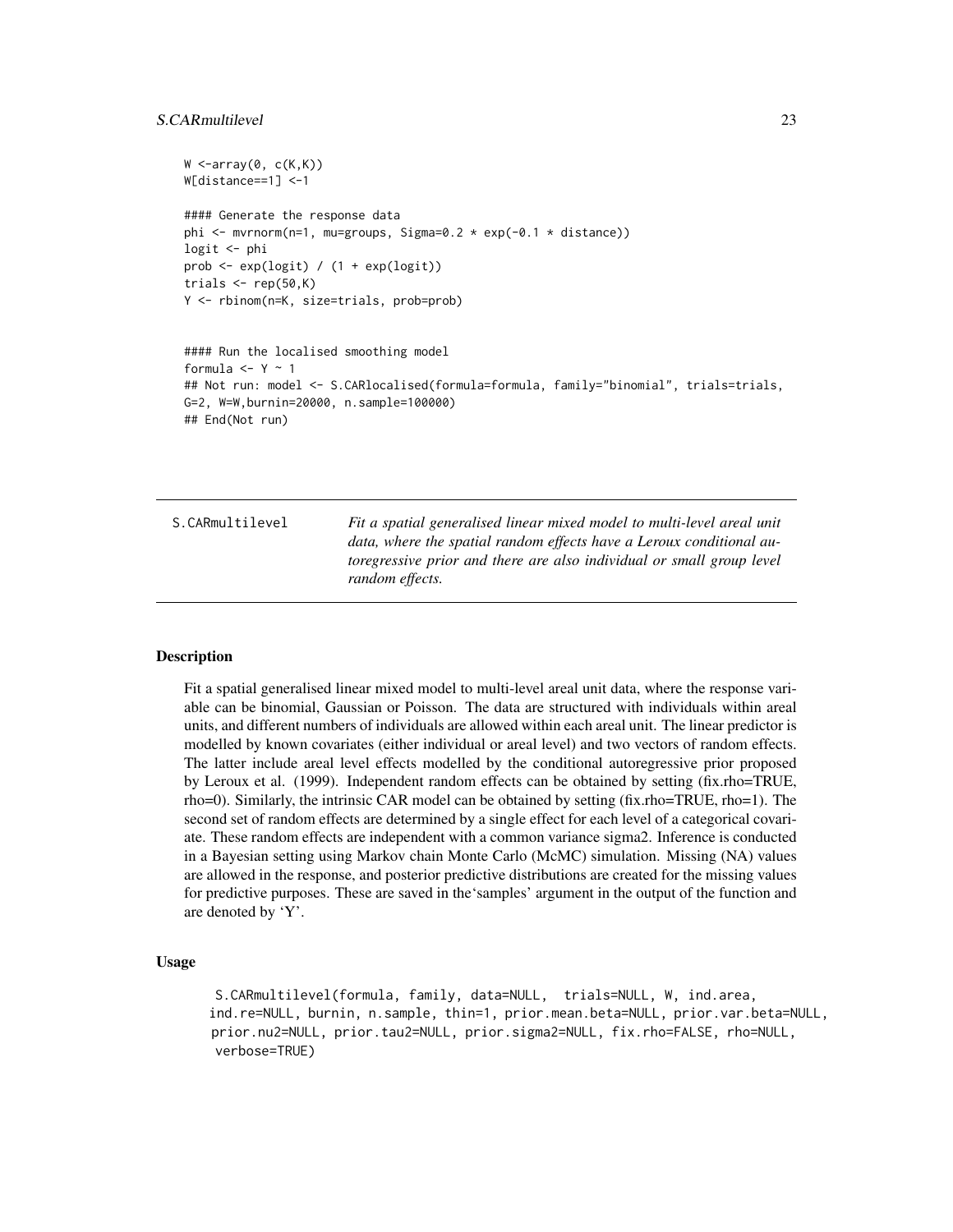```
W <-array(0, c(K,K))
W[distance==1] <-1

#### Generate the response data
phi <- mvrnorm(n=1, mu=groups, Sigma=0.2 * exp(-0.1 * distance))
logit <- phi
prob <- exp(logit) / (1 + exp(logit))
trials <- rep(50,K)
Y <- rbinom(n=K, size=trials, prob=prob)


#### Run the localised smoothing model
formula <- Y ~ 1
## Not run: model <- S.CARlocalised(formula=formula, family="binomial", trials=trials,
G=2, W=W,burnin=20000, n.sample=100000)
## End(Not run)
```

---

S.CARmultilevel — *Fit a spatial generalised linear mixed model to multi-level areal unit data, where the spatial random effects have a Leroux conditional autoregressive prior and there are also individual or small group level random effects.*

---

## Description

Fit a spatial generalised linear mixed model to multi-level areal unit data, where the response variable can be binomial, Gaussian or Poisson. The data are structured with individuals within areal units, and different numbers of individuals are allowed within each areal unit. The linear predictor is modelled by known covariates (either individual or areal level) and two vectors of random effects. The latter include areal level effects modelled by the conditional autoregressive prior proposed by Leroux et al. (1999). Independent random effects can be obtained by setting (fix.rho=TRUE, rho=0). Similarly, the intrinsic CAR model can be obtained by setting (fix.rho=TRUE, rho=1). The second set of random effects are determined by a single effect for each level of a categorical covariate. These random effects are independent with a common variance sigma2. Inference is conducted in a Bayesian setting using Markov chain Monte Carlo (McMC) simulation. Missing (NA) values are allowed in the response, and posterior predictive distributions are created for the missing values for predictive purposes. These are saved in the'samples' argument in the output of the function and are denoted by 'Y'.

## Usage

```
S.CARmultilevel(formula, family, data=NULL,  trials=NULL, W, ind.area,
ind.re=NULL, burnin, n.sample, thin=1, prior.mean.beta=NULL, prior.var.beta=NULL,
prior.nu2=NULL, prior.tau2=NULL, prior.sigma2=NULL, fix.rho=FALSE, rho=NULL,
verbose=TRUE)
```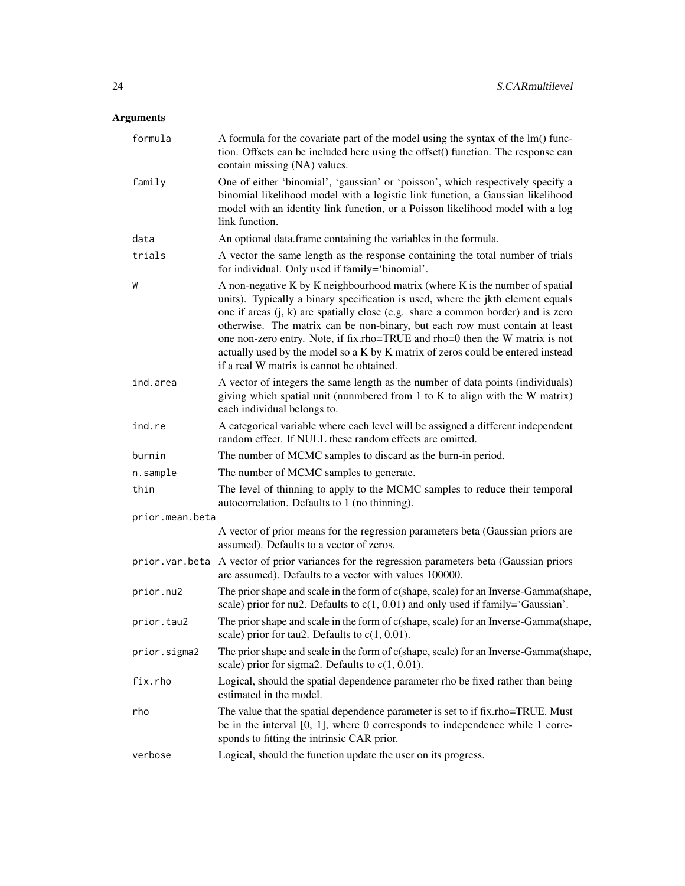## Arguments

**formula**
A formula for the covariate part of the model using the syntax of the lm() function. Offsets can be included here using the offset() function. The response can contain missing (NA) values.

**family**
One of either 'binomial', 'gaussian' or 'poisson', which respectively specify a binomial likelihood model with a logistic link function, a Gaussian likelihood model with an identity link function, or a Poisson likelihood model with a log link function.

**data**
An optional data.frame containing the variables in the formula.

**trials**
A vector the same length as the response containing the total number of trials for individual. Only used if family='binomial'.

**W**
A non-negative K by K neighbourhood matrix (where K is the number of spatial units). Typically a binary specification is used, where the jkth element equals one if areas (j, k) are spatially close (e.g. share a common border) and is zero otherwise. The matrix can be non-binary, but each row must contain at least one non-zero entry. Note, if fix.rho=TRUE and rho=0 then the W matrix is not actually used by the model so a K by K matrix of zeros could be entered instead if a real W matrix is cannot be obtained.

**ind.area**
A vector of integers the same length as the number of data points (individuals) giving which spatial unit (nunmbered from 1 to K to align with the W matrix) each individual belongs to.

**ind.re**
A categorical variable where each level will be assigned a different independent random effect. If NULL these random effects are omitted.

**burnin**
The number of MCMC samples to discard as the burn-in period.

**n.sample**
The number of MCMC samples to generate.

**thin**
The level of thinning to apply to the MCMC samples to reduce their temporal autocorrelation. Defaults to 1 (no thinning).

**prior.mean.beta**
A vector of prior means for the regression parameters beta (Gaussian priors are assumed). Defaults to a vector of zeros.

**prior.var.beta**
A vector of prior variances for the regression parameters beta (Gaussian priors are assumed). Defaults to a vector with values 100000.

**prior.nu2**
The prior shape and scale in the form of c(shape, scale) for an Inverse-Gamma(shape, scale) prior for nu2. Defaults to c(1, 0.01) and only used if family='Gaussian'.

**prior.tau2**
The prior shape and scale in the form of c(shape, scale) for an Inverse-Gamma(shape, scale) prior for tau2. Defaults to c(1, 0.01).

**prior.sigma2**
The prior shape and scale in the form of c(shape, scale) for an Inverse-Gamma(shape, scale) prior for sigma2. Defaults to c(1, 0.01).

**fix.rho**
Logical, should the spatial dependence parameter rho be fixed rather than being estimated in the model.

**rho**
The value that the spatial dependence parameter is set to if fix.rho=TRUE. Must be in the interval [0, 1], where 0 corresponds to independence while 1 corresponds to fitting the intrinsic CAR prior.

**verbose**
Logical, should the function update the user on its progress.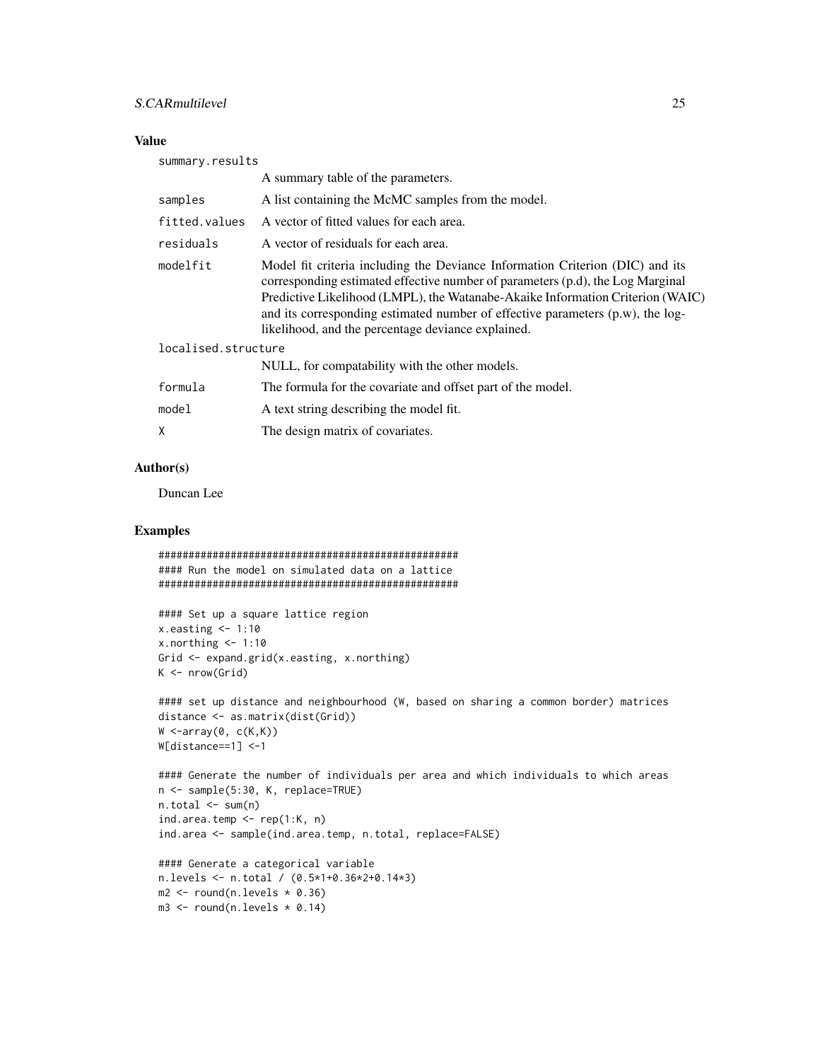## Value

summary.results
: A summary table of the parameters.

samples
: A list containing the McMC samples from the model.

fitted.values
: A vector of fitted values for each area.

residuals
: A vector of residuals for each area.

modelfit
: Model fit criteria including the Deviance Information Criterion (DIC) and its corresponding estimated effective number of parameters (p.d), the Log Marginal Predictive Likelihood (LMPL), the Watanabe-Akaike Information Criterion (WAIC) and its corresponding estimated number of effective parameters (p.w), the log-likelihood, and the percentage deviance explained.

localised.structure
: NULL, for compatability with the other models.

formula
: The formula for the covariate and offset part of the model.

model
: A text string describing the model fit.

X
: The design matrix of covariates.

## Author(s)

Duncan Lee

## Examples

```
##################################################
#### Run the model on simulated data on a lattice
##################################################

#### Set up a square lattice region
x.easting <- 1:10
x.northing <- 1:10
Grid <- expand.grid(x.easting, x.northing)
K <- nrow(Grid)

#### set up distance and neighbourhood (W, based on sharing a common border) matrices
distance <- as.matrix(dist(Grid))
W <-array(0, c(K,K))
W[distance==1] <-1

#### Generate the number of individuals per area and which individuals to which areas
n <- sample(5:30, K, replace=TRUE)
n.total <- sum(n)
ind.area.temp <- rep(1:K, n)
ind.area <- sample(ind.area.temp, n.total, replace=FALSE)

#### Generate a categorical variable
n.levels <- n.total / (0.5*1+0.36*2+0.14*3)
m2 <- round(n.levels * 0.36)
m3 <- round(n.levels * 0.14)
```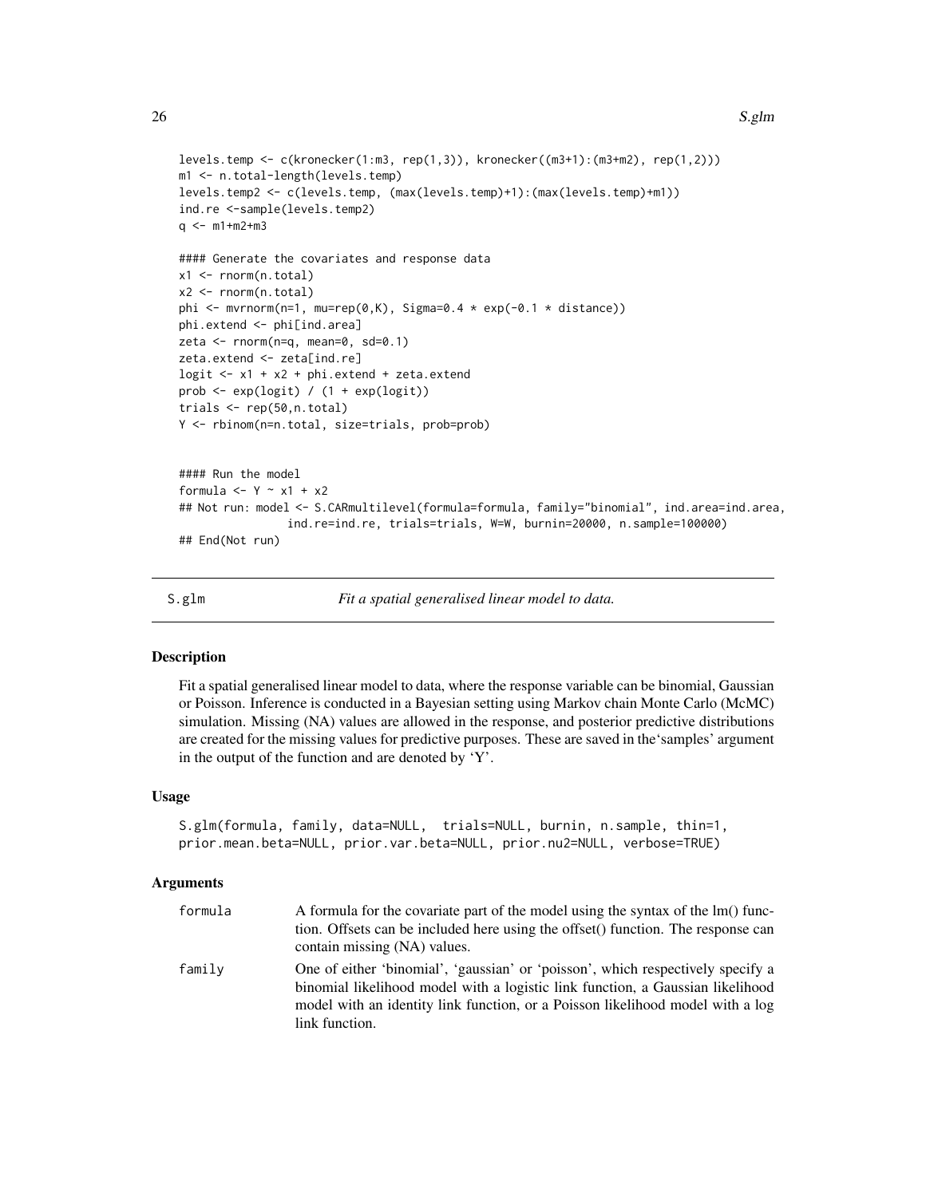```
levels.temp <- c(kronecker(1:m3, rep(1,3)), kronecker((m3+1):(m3+m2), rep(1,2)))
m1 <- n.total-length(levels.temp)
levels.temp2 <- c(levels.temp, (max(levels.temp)+1):(max(levels.temp)+m1))
ind.re <-sample(levels.temp2)
q <- m1+m2+m3

#### Generate the covariates and response data
x1 <- rnorm(n.total)
x2 <- rnorm(n.total)
phi <- mvrnorm(n=1, mu=rep(0,K), Sigma=0.4 * exp(-0.1 * distance))
phi.extend <- phi[ind.area]
zeta <- rnorm(n=q, mean=0, sd=0.1)
zeta.extend <- zeta[ind.re]
logit <- x1 + x2 + phi.extend + zeta.extend
prob <- exp(logit) / (1 + exp(logit))
trials <- rep(50,n.total)
Y <- rbinom(n=n.total, size=trials, prob=prob)


#### Run the model
formula <- Y ~ x1 + x2
## Not run: model <- S.CARmultilevel(formula=formula, family="binomial", ind.area=ind.area,
                ind.re=ind.re, trials=trials, W=W, burnin=20000, n.sample=100000)
## End(Not run)
```

---

S.glm *Fit a spatial generalised linear model to data.*

---

## Description

Fit a spatial generalised linear model to data, where the response variable can be binomial, Gaussian or Poisson. Inference is conducted in a Bayesian setting using Markov chain Monte Carlo (McMC) simulation. Missing (NA) values are allowed in the response, and posterior predictive distributions are created for the missing values for predictive purposes. These are saved in the'samples' argument in the output of the function and are denoted by 'Y'.

## Usage

```
S.glm(formula, family, data=NULL,  trials=NULL, burnin, n.sample, thin=1,
prior.mean.beta=NULL, prior.var.beta=NULL, prior.nu2=NULL, verbose=TRUE)
```

## Arguments

| | |
|---|---|
| formula | A formula for the covariate part of the model using the syntax of the lm() function. Offsets can be included here using the offset() function. The response can contain missing (NA) values. |
| family | One of either 'binomial', 'gaussian' or 'poisson', which respectively specify a binomial likelihood model with a logistic link function, a Gaussian likelihood model with an identity link function, or a Poisson likelihood model with a log link function. |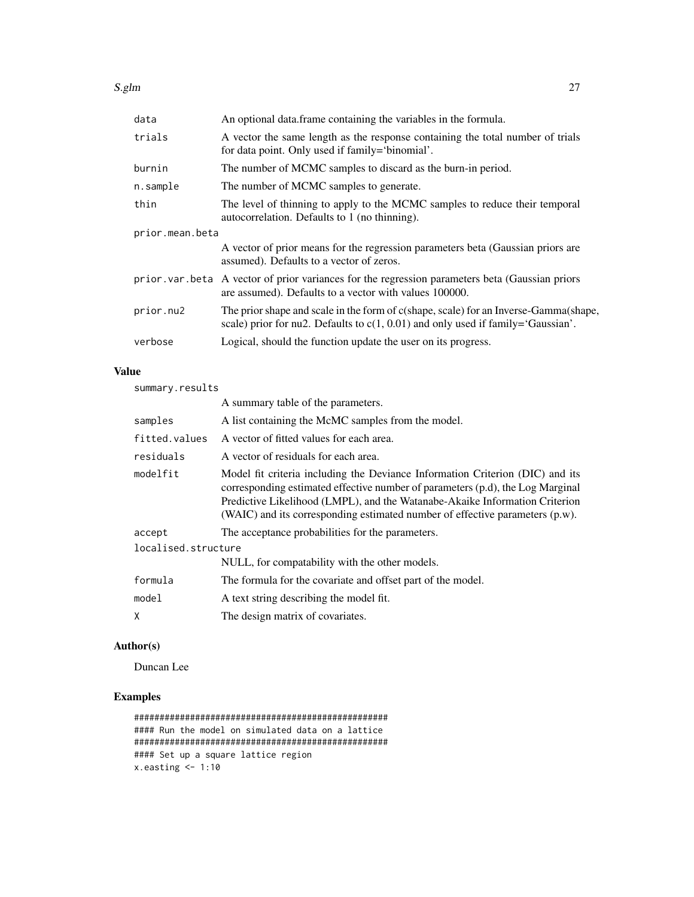| | |
|---|---|
| `data` | An optional data.frame containing the variables in the formula. |
| `trials` | A vector the same length as the response containing the total number of trials for data point. Only used if family=‘binomial’. |
| `burnin` | The number of MCMC samples to discard as the burn-in period. |
| `n.sample` | The number of MCMC samples to generate. |
| `thin` | The level of thinning to apply to the MCMC samples to reduce their temporal autocorrelation. Defaults to 1 (no thinning). |
| `prior.mean.beta` | A vector of prior means for the regression parameters beta (Gaussian priors are assumed). Defaults to a vector of zeros. |
| `prior.var.beta` | A vector of prior variances for the regression parameters beta (Gaussian priors are assumed). Defaults to a vector with values 100000. |
| `prior.nu2` | The prior shape and scale in the form of c(shape, scale) for an Inverse-Gamma(shape, scale) prior for nu2. Defaults to c(1, 0.01) and only used if family=‘Gaussian’. |
| `verbose` | Logical, should the function update the user on its progress. |

## Value

| | |
|---|---|
| `summary.results` | A summary table of the parameters. |
| `samples` | A list containing the McMC samples from the model. |
| `fitted.values` | A vector of fitted values for each area. |
| `residuals` | A vector of residuals for each area. |
| `modelfit` | Model fit criteria including the Deviance Information Criterion (DIC) and its corresponding estimated effective number of parameters (p.d), the Log Marginal Predictive Likelihood (LMPL), and the Watanabe-Akaike Information Criterion (WAIC) and its corresponding estimated number of effective parameters (p.w). |
| `accept` | The acceptance probabilities for the parameters. |
| `localised.structure` | NULL, for compatability with the other models. |
| `formula` | The formula for the covariate and offset part of the model. |
| `model` | A text string describing the model fit. |
| `X` | The design matrix of covariates. |

## Author(s)

Duncan Lee

## Examples

```
##################################################
#### Run the model on simulated data on a lattice
##################################################
#### Set up a square lattice region
x.easting <- 1:10
```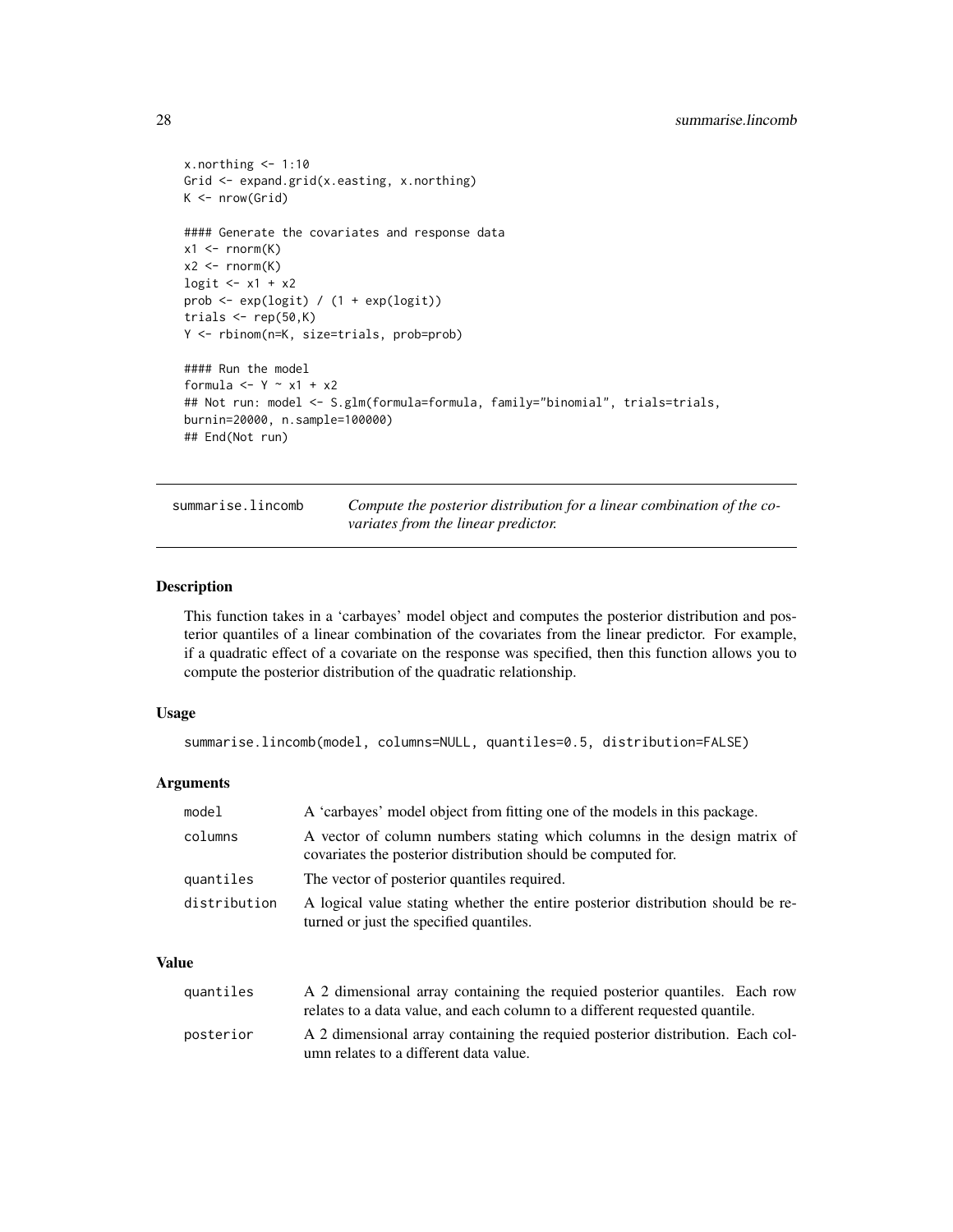```
x.northing <- 1:10
Grid <- expand.grid(x.easting, x.northing)
K <- nrow(Grid)

#### Generate the covariates and response data
x1 <- rnorm(K)
x2 <- rnorm(K)
logit <- x1 + x2
prob <- exp(logit) / (1 + exp(logit))
trials <- rep(50,K)
Y <- rbinom(n=K, size=trials, prob=prob)

#### Run the model
formula <- Y ~ x1 + x2
## Not run: model <- S.glm(formula=formula, family="binomial", trials=trials,
burnin=20000, n.sample=100000)
## End(Not run)
```

---

## summarise.lincomb — *Compute the posterior distribution for a linear combination of the covariates from the linear predictor.*

---

### Description

This function takes in a 'carbayes' model object and computes the posterior distribution and posterior quantiles of a linear combination of the covariates from the linear predictor. For example, if a quadratic effect of a covariate on the response was specified, then this function allows you to compute the posterior distribution of the quadratic relationship.

### Usage

```
summarise.lincomb(model, columns=NULL, quantiles=0.5, distribution=FALSE)
```

### Arguments

| | |
|---|---|
| `model` | A 'carbayes' model object from fitting one of the models in this package. |
| `columns` | A vector of column numbers stating which columns in the design matrix of covariates the posterior distribution should be computed for. |
| `quantiles` | The vector of posterior quantiles required. |
| `distribution` | A logical value stating whether the entire posterior distribution should be returned or just the specified quantiles. |

### Value

| | |
|---|---|
| `quantiles` | A 2 dimensional array containing the requied posterior quantiles. Each row relates to a data value, and each column to a different requested quantile. |
| `posterior` | A 2 dimensional array containing the requied posterior distribution. Each column relates to a different data value. |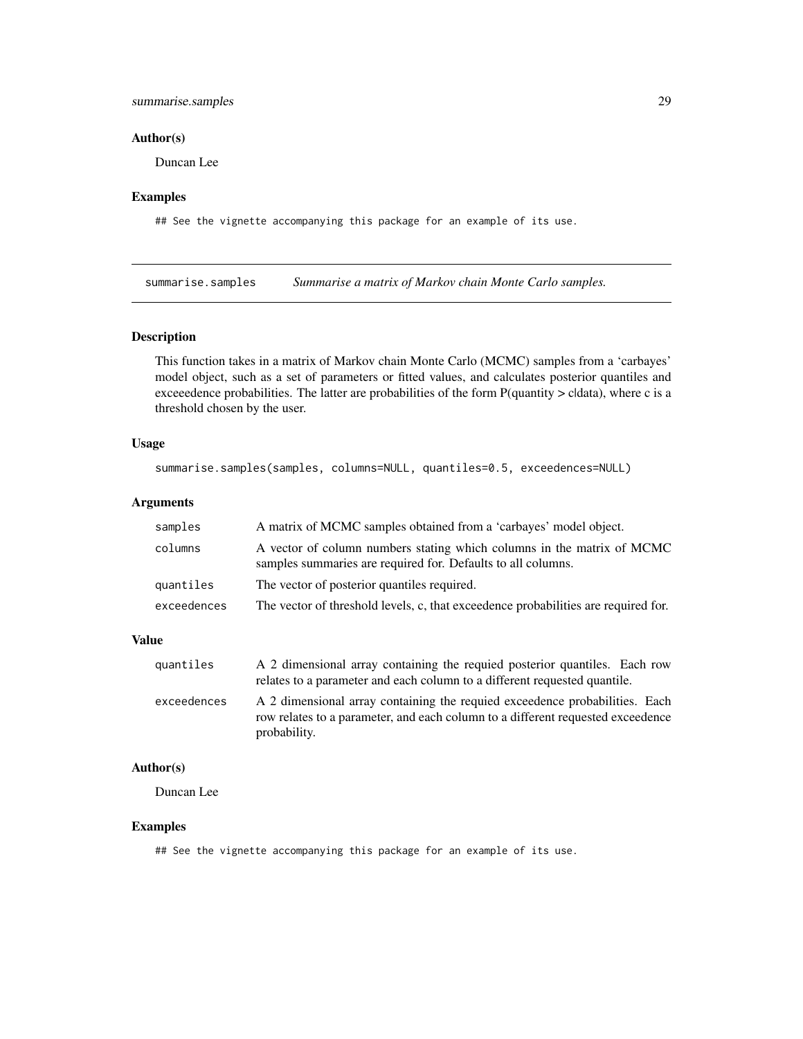### Author(s)

Duncan Lee

### Examples

```
## See the vignette accompanying this package for an example of its use.
```

---

## summarise.samples *Summarise a matrix of Markov chain Monte Carlo samples.*

### Description

This function takes in a matrix of Markov chain Monte Carlo (MCMC) samples from a 'carbayes' model object, such as a set of parameters or fitted values, and calculates posterior quantiles and exceeedence probabilities. The latter are probabilities of the form P(quantity > c|data), where c is a threshold chosen by the user.

### Usage

```
summarise.samples(samples, columns=NULL, quantiles=0.5, exceedences=NULL)
```

### Arguments

| | |
|---|---|
| samples | A matrix of MCMC samples obtained from a 'carbayes' model object. |
| columns | A vector of column numbers stating which columns in the matrix of MCMC samples summaries are required for. Defaults to all columns. |
| quantiles | The vector of posterior quantiles required. |
| exceedences | The vector of threshold levels, c, that exceedence probabilities are required for. |

### Value

| | |
|---|---|
| quantiles | A 2 dimensional array containing the requied posterior quantiles. Each row relates to a parameter and each column to a different requested quantile. |
| exceedences | A 2 dimensional array containing the requied exceedence probabilities. Each row relates to a parameter, and each column to a different requested exceedence probability. |

### Author(s)

Duncan Lee

### Examples

```
## See the vignette accompanying this package for an example of its use.
```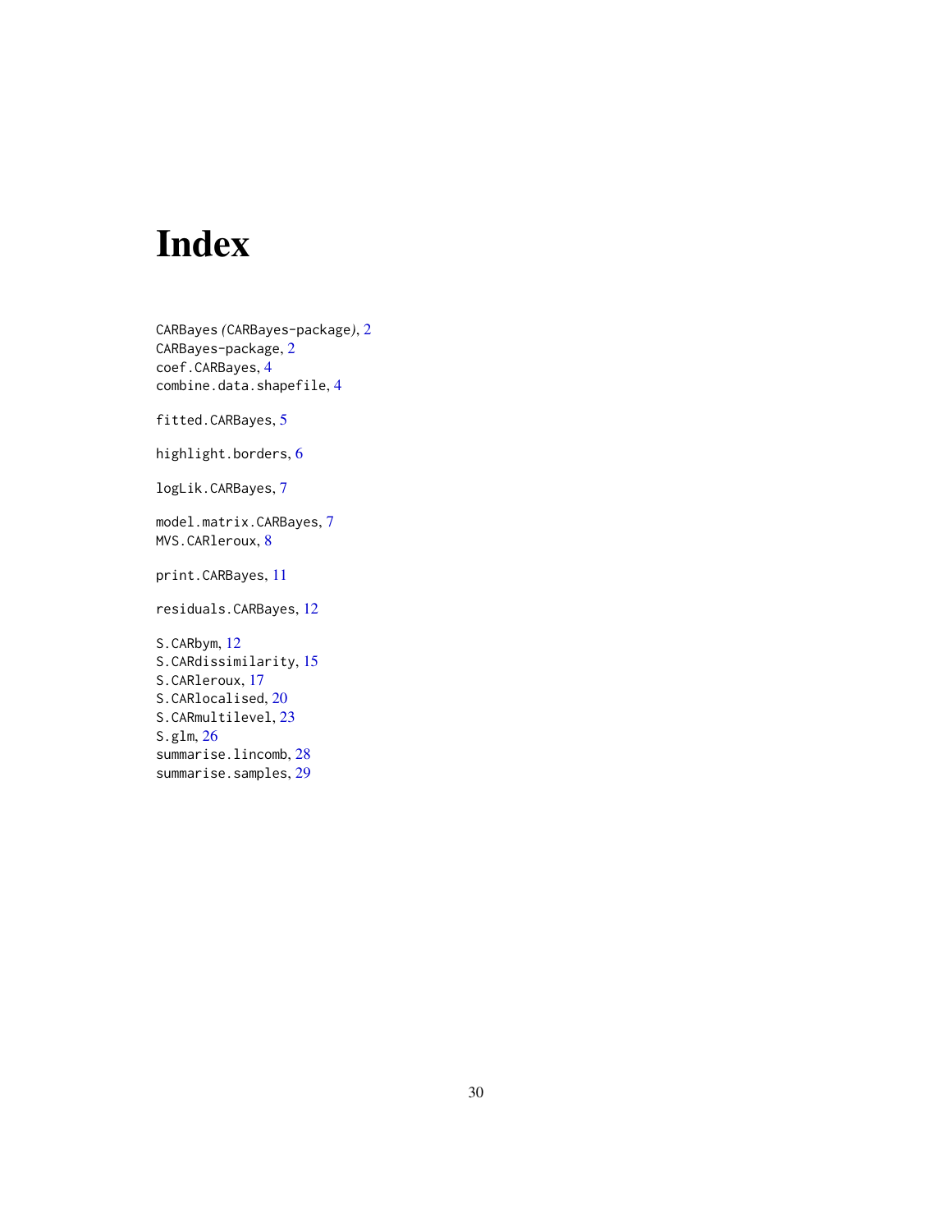# Index

CARBayes (CARBayes-package), 2
CARBayes-package, 2
coef.CARBayes, 4
combine.data.shapefile, 4

fitted.CARBayes, 5

highlight.borders, 6

logLik.CARBayes, 7

model.matrix.CARBayes, 7
MVS.CARleroux, 8

print.CARBayes, 11

residuals.CARBayes, 12

S.CARbym, 12
S.CARdissimilarity, 15
S.CARleroux, 17
S.CARlocalised, 20
S.CARmultilevel, 23
S.glm, 26
summarise.lincomb, 28
summarise.samples, 29